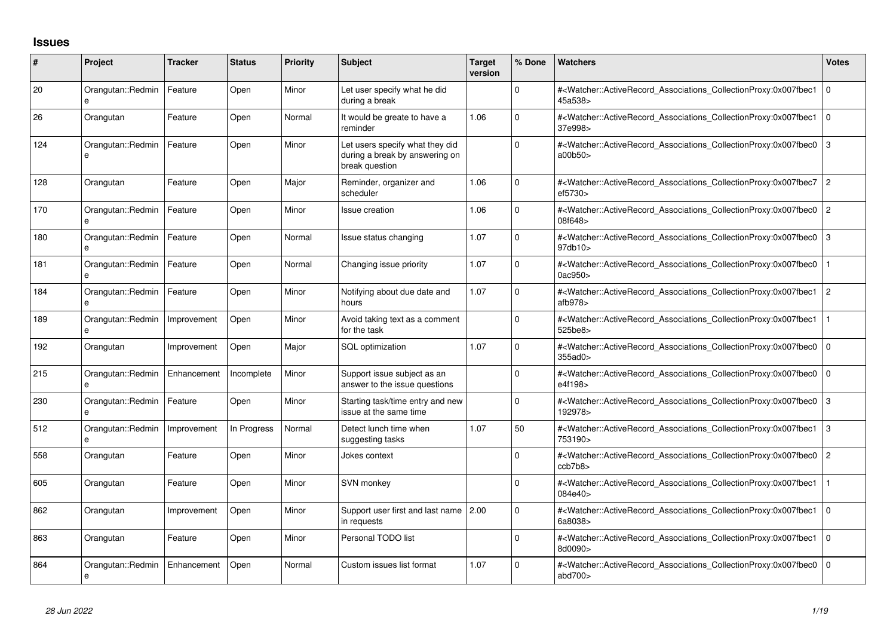## Issues

| # | Project | Tracker | Status | Priority | Subject | Target version | % Done | Watchers | Votes |
|---|---|---|---|---|---|---|---|---|---|
| 20 | Orangutan::Redmine | Feature | Open | Minor | Let user specify what he did during a break | | 0 | #<Watcher::ActiveRecord_Associations_CollectionProxy:0x007fbec145a538> | 0 |
| 26 | Orangutan | Feature | Open | Normal | It would be greate to have a reminder | 1.06 | 0 | #<Watcher::ActiveRecord_Associations_CollectionProxy:0x007fbec137e998> | 0 |
| 124 | Orangutan::Redmine | Feature | Open | Minor | Let users specify what they did during a break by answering on break question | | 0 | #<Watcher::ActiveRecord_Associations_CollectionProxy:0x007fbec0a00b50> | 3 |
| 128 | Orangutan | Feature | Open | Major | Reminder, organizer and scheduler | 1.06 | 0 | #<Watcher::ActiveRecord_Associations_CollectionProxy:0x007fbec7ef5730> | 2 |
| 170 | Orangutan::Redmine | Feature | Open | Minor | Issue creation | 1.06 | 0 | #<Watcher::ActiveRecord_Associations_CollectionProxy:0x007fbec008f648> | 2 |
| 180 | Orangutan::Redmine | Feature | Open | Normal | Issue status changing | 1.07 | 0 | #<Watcher::ActiveRecord_Associations_CollectionProxy:0x007fbec097db10> | 3 |
| 181 | Orangutan::Redmine | Feature | Open | Normal | Changing issue priority | 1.07 | 0 | #<Watcher::ActiveRecord_Associations_CollectionProxy:0x007fbec00ac950> | 1 |
| 184 | Orangutan::Redmine | Feature | Open | Minor | Notifying about due date and hours | 1.07 | 0 | #<Watcher::ActiveRecord_Associations_CollectionProxy:0x007fbec1afb978> | 2 |
| 189 | Orangutan::Redmine | Improvement | Open | Minor | Avoid taking text as a comment for the task | | 0 | #<Watcher::ActiveRecord_Associations_CollectionProxy:0x007fbec1525be8> | 1 |
| 192 | Orangutan | Improvement | Open | Major | SQL optimization | 1.07 | 0 | #<Watcher::ActiveRecord_Associations_CollectionProxy:0x007fbec0355ad0> | 0 |
| 215 | Orangutan::Redmine | Enhancement | Incomplete | Minor | Support issue subject as an answer to the issue questions | | 0 | #<Watcher::ActiveRecord_Associations_CollectionProxy:0x007fbec0e4f198> | 0 |
| 230 | Orangutan::Redmine | Feature | Open | Minor | Starting task/time entry and new issue at the same time | | 0 | #<Watcher::ActiveRecord_Associations_CollectionProxy:0x007fbec0192978> | 3 |
| 512 | Orangutan::Redmine | Improvement | In Progress | Normal | Detect lunch time when suggesting tasks | 1.07 | 50 | #<Watcher::ActiveRecord_Associations_CollectionProxy:0x007fbec1753190> | 3 |
| 558 | Orangutan | Feature | Open | Minor | Jokes context | | 0 | #<Watcher::ActiveRecord_Associations_CollectionProxy:0x007fbec0ccb7b8> | 2 |
| 605 | Orangutan | Feature | Open | Minor | SVN monkey | | 0 | #<Watcher::ActiveRecord_Associations_CollectionProxy:0x007fbec1084e40> | 1 |
| 862 | Orangutan | Improvement | Open | Minor | Support user first and last name in requests | 2.00 | 0 | #<Watcher::ActiveRecord_Associations_CollectionProxy:0x007fbec16a8038> | 0 |
| 863 | Orangutan | Feature | Open | Minor | Personal TODO list | | 0 | #<Watcher::ActiveRecord_Associations_CollectionProxy:0x007fbec18d0090> | 0 |
| 864 | Orangutan::Redmine | Enhancement | Open | Normal | Custom issues list format | 1.07 | 0 | #<Watcher::ActiveRecord_Associations_CollectionProxy:0x007fbec0abd700> | 0 |

*28 Jun 2022*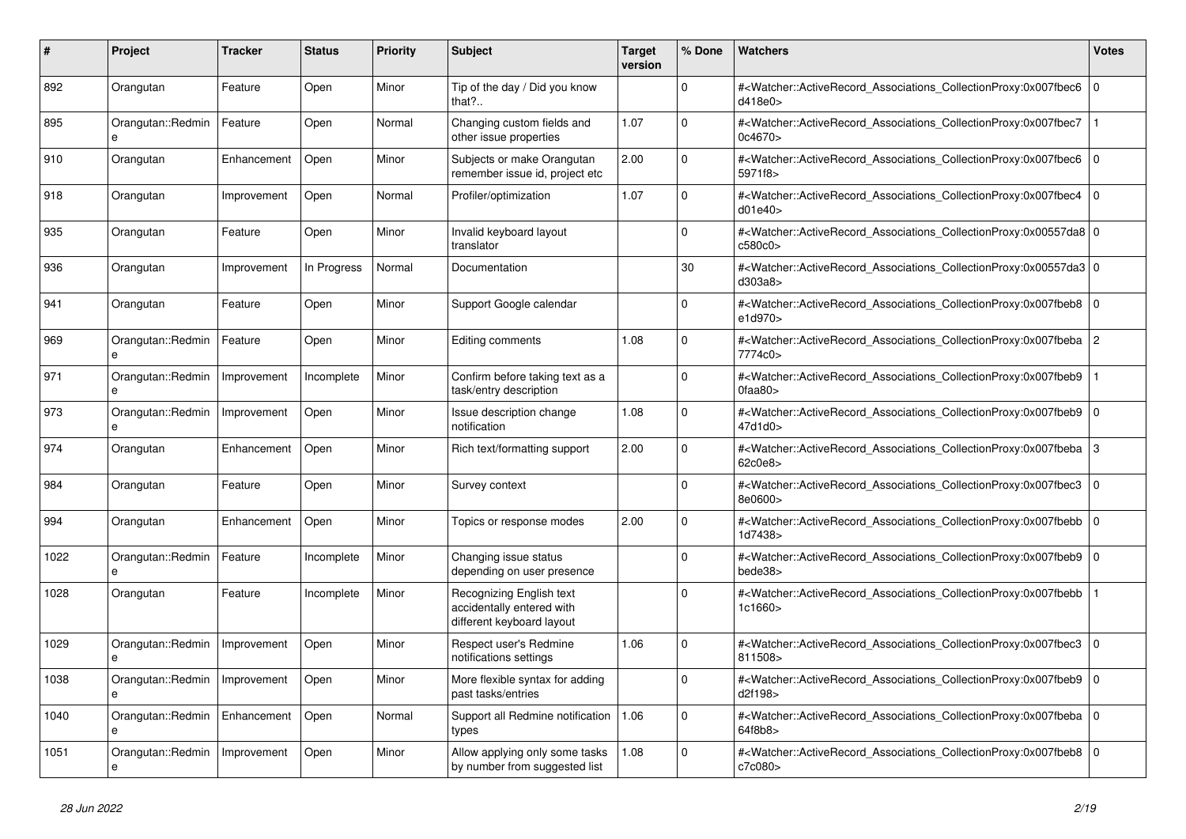| # | Project | Tracker | Status | Priority | Subject | Target version | % Done | Watchers | Votes |
|---|---|---|---|---|---|---|---|---|---|
| 892 | Orangutan | Feature | Open | Minor | Tip of the day / Did you know that?.. | | 0 | #<Watcher::ActiveRecord_Associations_CollectionProxy:0x007fbec6d418e0> | 0 |
| 895 | Orangutan::Redmine | Feature | Open | Normal | Changing custom fields and other issue properties | 1.07 | 0 | #<Watcher::ActiveRecord_Associations_CollectionProxy:0x007fbec70c4670> | 1 |
| 910 | Orangutan | Enhancement | Open | Minor | Subjects or make Orangutan remember issue id, project etc | 2.00 | 0 | #<Watcher::ActiveRecord_Associations_CollectionProxy:0x007fbec65971f8> | 0 |
| 918 | Orangutan | Improvement | Open | Normal | Profiler/optimization | 1.07 | 0 | #<Watcher::ActiveRecord_Associations_CollectionProxy:0x007fbec4d01e40> | 0 |
| 935 | Orangutan | Feature | Open | Minor | Invalid keyboard layout translator | | 0 | #<Watcher::ActiveRecord_Associations_CollectionProxy:0x00557da8c580c0> | 0 |
| 936 | Orangutan | Improvement | In Progress | Normal | Documentation | | 30 | #<Watcher::ActiveRecord_Associations_CollectionProxy:0x00557da3d303a8> | 0 |
| 941 | Orangutan | Feature | Open | Minor | Support Google calendar | | 0 | #<Watcher::ActiveRecord_Associations_CollectionProxy:0x007fbeb8e1d970> | 0 |
| 969 | Orangutan::Redmine | Feature | Open | Minor | Editing comments | 1.08 | 0 | #<Watcher::ActiveRecord_Associations_CollectionProxy:0x007fbeba7774c0> | 2 |
| 971 | Orangutan::Redmine | Improvement | Incomplete | Minor | Confirm before taking text as a task/entry description | | 0 | #<Watcher::ActiveRecord_Associations_CollectionProxy:0x007fbeb90faa80> | 1 |
| 973 | Orangutan::Redmine | Improvement | Open | Minor | Issue description change notification | 1.08 | 0 | #<Watcher::ActiveRecord_Associations_CollectionProxy:0x007fbeb947d1d0> | 0 |
| 974 | Orangutan | Enhancement | Open | Minor | Rich text/formatting support | 2.00 | 0 | #<Watcher::ActiveRecord_Associations_CollectionProxy:0x007fbeba62c0e8> | 3 |
| 984 | Orangutan | Feature | Open | Minor | Survey context | | 0 | #<Watcher::ActiveRecord_Associations_CollectionProxy:0x007fbec38e0600> | 0 |
| 994 | Orangutan | Enhancement | Open | Minor | Topics or response modes | 2.00 | 0 | #<Watcher::ActiveRecord_Associations_CollectionProxy:0x007fbebb1d7438> | 0 |
| 1022 | Orangutan::Redmine | Feature | Incomplete | Minor | Changing issue status depending on user presence | | 0 | #<Watcher::ActiveRecord_Associations_CollectionProxy:0x007fbeb9bede38> | 0 |
| 1028 | Orangutan | Feature | Incomplete | Minor | Recognizing English text accidentally entered with different keyboard layout | | 0 | #<Watcher::ActiveRecord_Associations_CollectionProxy:0x007fbebb1c1660> | 1 |
| 1029 | Orangutan::Redmine | Improvement | Open | Minor | Respect user's Redmine notifications settings | 1.06 | 0 | #<Watcher::ActiveRecord_Associations_CollectionProxy:0x007fbec3811508> | 0 |
| 1038 | Orangutan::Redmine | Improvement | Open | Minor | More flexible syntax for adding past tasks/entries | | 0 | #<Watcher::ActiveRecord_Associations_CollectionProxy:0x007fbeb9d2f198> | 0 |
| 1040 | Orangutan::Redmine | Enhancement | Open | Normal | Support all Redmine notification types | 1.06 | 0 | #<Watcher::ActiveRecord_Associations_CollectionProxy:0x007fbeba64f8b8> | 0 |
| 1051 | Orangutan::Redmine | Improvement | Open | Minor | Allow applying only some tasks by number from suggested list | 1.08 | 0 | #<Watcher::ActiveRecord_Associations_CollectionProxy:0x007fbeb8c7c080> | 0 |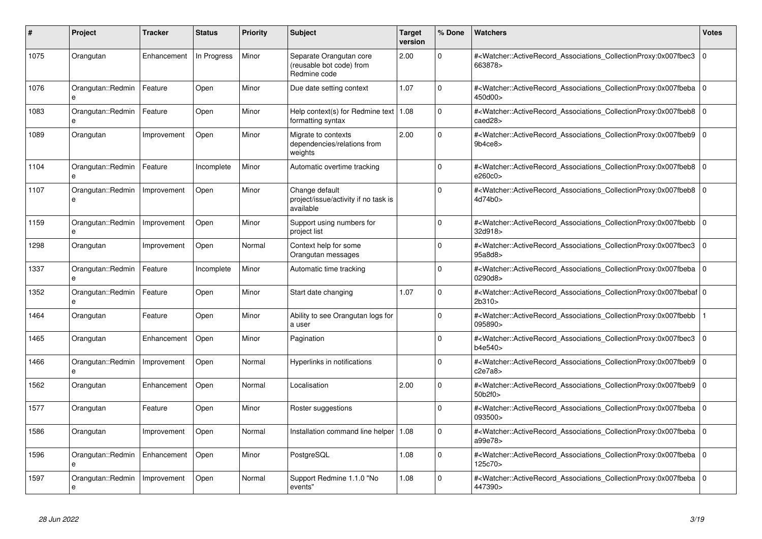| # | Project | Tracker | Status | Priority | Subject | Target version | % Done | Watchers | Votes |
|---|---|---|---|---|---|---|---|---|---|
| 1075 | Orangutan | Enhancement | In Progress | Minor | Separate Orangutan core (reusable bot code) from Redmine code | 2.00 | 0 | #<Watcher::ActiveRecord_Associations_CollectionProxy:0x007fbec3663878> | 0 |
| 1076 | Orangutan::Redmine | Feature | Open | Minor | Due date setting context | 1.07 | 0 | #<Watcher::ActiveRecord_Associations_CollectionProxy:0x007fbeba450d00> | 0 |
| 1083 | Orangutan::Redmine | Feature | Open | Minor | Help context(s) for Redmine text formatting syntax | 1.08 | 0 | #<Watcher::ActiveRecord_Associations_CollectionProxy:0x007fbeb8caed28> | 0 |
| 1089 | Orangutan | Improvement | Open | Minor | Migrate to contexts dependencies/relations from weights | 2.00 | 0 | #<Watcher::ActiveRecord_Associations_CollectionProxy:0x007fbeb99b4ce8> | 0 |
| 1104 | Orangutan::Redmine | Feature | Incomplete | Minor | Automatic overtime tracking | | 0 | #<Watcher::ActiveRecord_Associations_CollectionProxy:0x007fbeb8e260c0> | 0 |
| 1107 | Orangutan::Redmine | Improvement | Open | Minor | Change default project/issue/activity if no task is available | | 0 | #<Watcher::ActiveRecord_Associations_CollectionProxy:0x007fbeb84d74b0> | 0 |
| 1159 | Orangutan::Redmine | Improvement | Open | Minor | Support using numbers for project list | | 0 | #<Watcher::ActiveRecord_Associations_CollectionProxy:0x007fbebb32d918> | 0 |
| 1298 | Orangutan | Improvement | Open | Normal | Context help for some Orangutan messages | | 0 | #<Watcher::ActiveRecord_Associations_CollectionProxy:0x007fbec395a8d8> | 0 |
| 1337 | Orangutan::Redmine | Feature | Incomplete | Minor | Automatic time tracking | | 0 | #<Watcher::ActiveRecord_Associations_CollectionProxy:0x007fbeba0290d8> | 0 |
| 1352 | Orangutan::Redmine | Feature | Open | Minor | Start date changing | 1.07 | 0 | #<Watcher::ActiveRecord_Associations_CollectionProxy:0x007fbebaf2b310> | 0 |
| 1464 | Orangutan | Feature | Open | Minor | Ability to see Orangutan logs for a user | | 0 | #<Watcher::ActiveRecord_Associations_CollectionProxy:0x007fbebb095890> | 1 |
| 1465 | Orangutan | Enhancement | Open | Minor | Pagination | | 0 | #<Watcher::ActiveRecord_Associations_CollectionProxy:0x007fbec3b4e540> | 0 |
| 1466 | Orangutan::Redmine | Improvement | Open | Normal | Hyperlinks in notifications | | 0 | #<Watcher::ActiveRecord_Associations_CollectionProxy:0x007fbeb9c2e7a8> | 0 |
| 1562 | Orangutan | Enhancement | Open | Normal | Localisation | 2.00 | 0 | #<Watcher::ActiveRecord_Associations_CollectionProxy:0x007fbeb950b2f0> | 0 |
| 1577 | Orangutan | Feature | Open | Minor | Roster suggestions | | 0 | #<Watcher::ActiveRecord_Associations_CollectionProxy:0x007fbeba093500> | 0 |
| 1586 | Orangutan | Improvement | Open | Normal | Installation command line helper | 1.08 | 0 | #<Watcher::ActiveRecord_Associations_CollectionProxy:0x007fbebaa99e78> | 0 |
| 1596 | Orangutan::Redmine | Enhancement | Open | Minor | PostgreSQL | 1.08 | 0 | #<Watcher::ActiveRecord_Associations_CollectionProxy:0x007fbeba125c70> | 0 |
| 1597 | Orangutan::Redmine | Improvement | Open | Normal | Support Redmine 1.1.0 "No events" | 1.08 | 0 | #<Watcher::ActiveRecord_Associations_CollectionProxy:0x007fbeba447390> | 0 |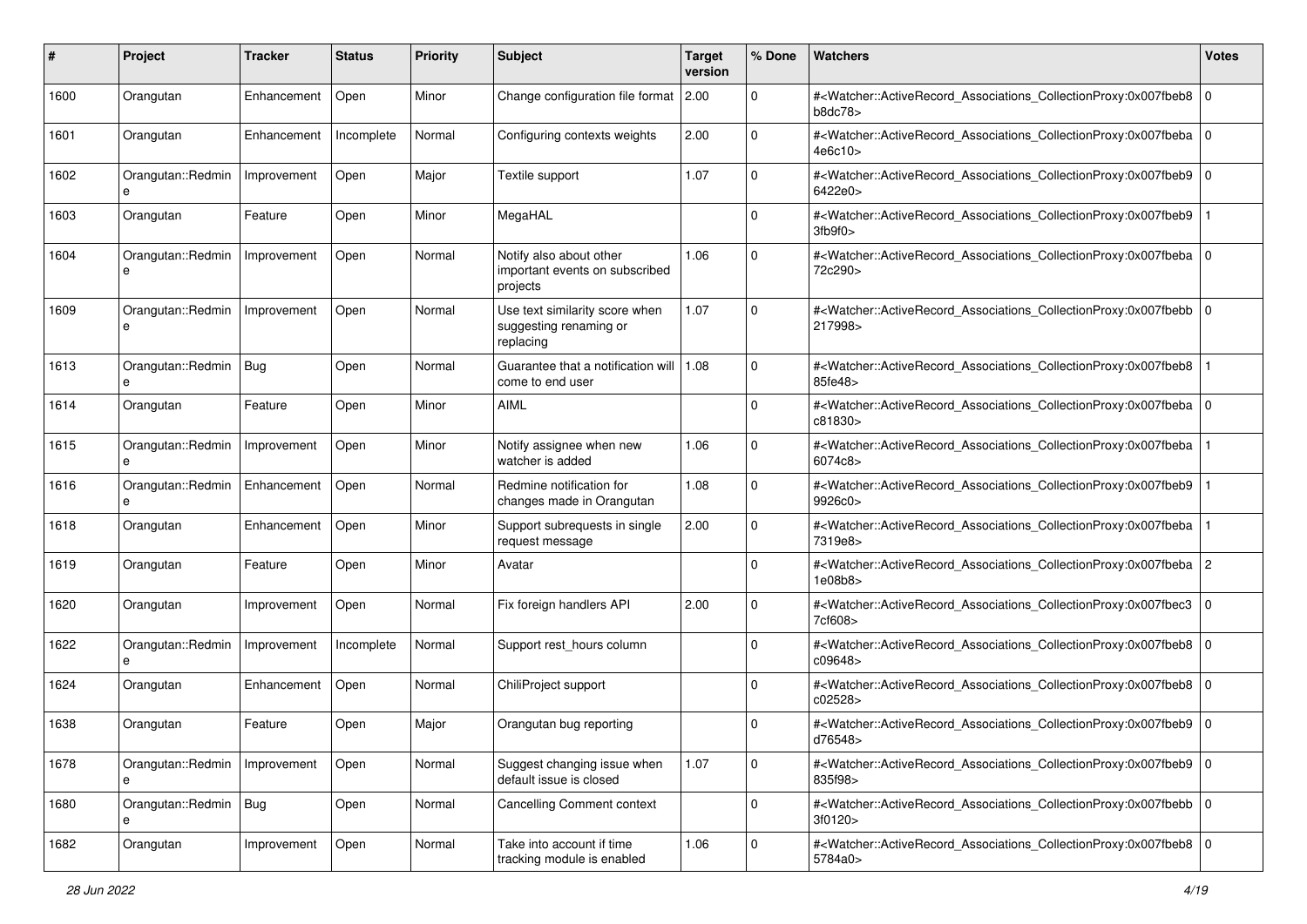| # | Project | Tracker | Status | Priority | Subject | Target version | % Done | Watchers | Votes |
|---|---|---|---|---|---|---|---|---|---|
| 1600 | Orangutan | Enhancement | Open | Minor | Change configuration file format | 2.00 | 0 | #<Watcher::ActiveRecord_Associations_CollectionProxy:0x007fbeb8b8dc78> | 0 |
| 1601 | Orangutan | Enhancement | Incomplete | Normal | Configuring contexts weights | 2.00 | 0 | #<Watcher::ActiveRecord_Associations_CollectionProxy:0x007fbeba4e6c10> | 0 |
| 1602 | Orangutan::Redmine | Improvement | Open | Major | Textile support | 1.07 | 0 | #<Watcher::ActiveRecord_Associations_CollectionProxy:0x007fbeb96422e0> | 0 |
| 1603 | Orangutan | Feature | Open | Minor | MegaHAL | | 0 | #<Watcher::ActiveRecord_Associations_CollectionProxy:0x007fbeb93fb9f0> | 1 |
| 1604 | Orangutan::Redmine | Improvement | Open | Normal | Notify also about other important events on subscribed projects | 1.06 | 0 | #<Watcher::ActiveRecord_Associations_CollectionProxy:0x007fbeba72c290> | 0 |
| 1609 | Orangutan::Redmine | Improvement | Open | Normal | Use text similarity score when suggesting renaming or replacing | 1.07 | 0 | #<Watcher::ActiveRecord_Associations_CollectionProxy:0x007fbebb217998> | 0 |
| 1613 | Orangutan::Redmine | Bug | Open | Normal | Guarantee that a notification will come to end user | 1.08 | 0 | #<Watcher::ActiveRecord_Associations_CollectionProxy:0x007fbeb885fe48> | 1 |
| 1614 | Orangutan | Feature | Open | Minor | AIML | | 0 | #<Watcher::ActiveRecord_Associations_CollectionProxy:0x007fbebac81830> | 0 |
| 1615 | Orangutan::Redmine | Improvement | Open | Minor | Notify assignee when new watcher is added | 1.06 | 0 | #<Watcher::ActiveRecord_Associations_CollectionProxy:0x007fbeba6074c8> | 1 |
| 1616 | Orangutan::Redmine | Enhancement | Open | Normal | Redmine notification for changes made in Orangutan | 1.08 | 0 | #<Watcher::ActiveRecord_Associations_CollectionProxy:0x007fbeb99926c0> | 1 |
| 1618 | Orangutan | Enhancement | Open | Minor | Support subrequests in single request message | 2.00 | 0 | #<Watcher::ActiveRecord_Associations_CollectionProxy:0x007fbeba7319e8> | 1 |
| 1619 | Orangutan | Feature | Open | Minor | Avatar | | 0 | #<Watcher::ActiveRecord_Associations_CollectionProxy:0x007fbeba1e08b8> | 2 |
| 1620 | Orangutan | Improvement | Open | Normal | Fix foreign handlers API | 2.00 | 0 | #<Watcher::ActiveRecord_Associations_CollectionProxy:0x007fbec37cf608> | 0 |
| 1622 | Orangutan::Redmine | Improvement | Incomplete | Normal | Support rest_hours column | | 0 | #<Watcher::ActiveRecord_Associations_CollectionProxy:0x007fbeb8c09648> | 0 |
| 1624 | Orangutan | Enhancement | Open | Normal | ChiliProject support | | 0 | #<Watcher::ActiveRecord_Associations_CollectionProxy:0x007fbeb8c02528> | 0 |
| 1638 | Orangutan | Feature | Open | Major | Orangutan bug reporting | | 0 | #<Watcher::ActiveRecord_Associations_CollectionProxy:0x007fbeb9d76548> | 0 |
| 1678 | Orangutan::Redmine | Improvement | Open | Normal | Suggest changing issue when default issue is closed | 1.07 | 0 | #<Watcher::ActiveRecord_Associations_CollectionProxy:0x007fbeb9835f98> | 0 |
| 1680 | Orangutan::Redmine | Bug | Open | Normal | Cancelling Comment context | | 0 | #<Watcher::ActiveRecord_Associations_CollectionProxy:0x007fbebb3f0120> | 0 |
| 1682 | Orangutan | Improvement | Open | Normal | Take into account if time tracking module is enabled | 1.06 | 0 | #<Watcher::ActiveRecord_Associations_CollectionProxy:0x007fbeb85784a0> | 0 |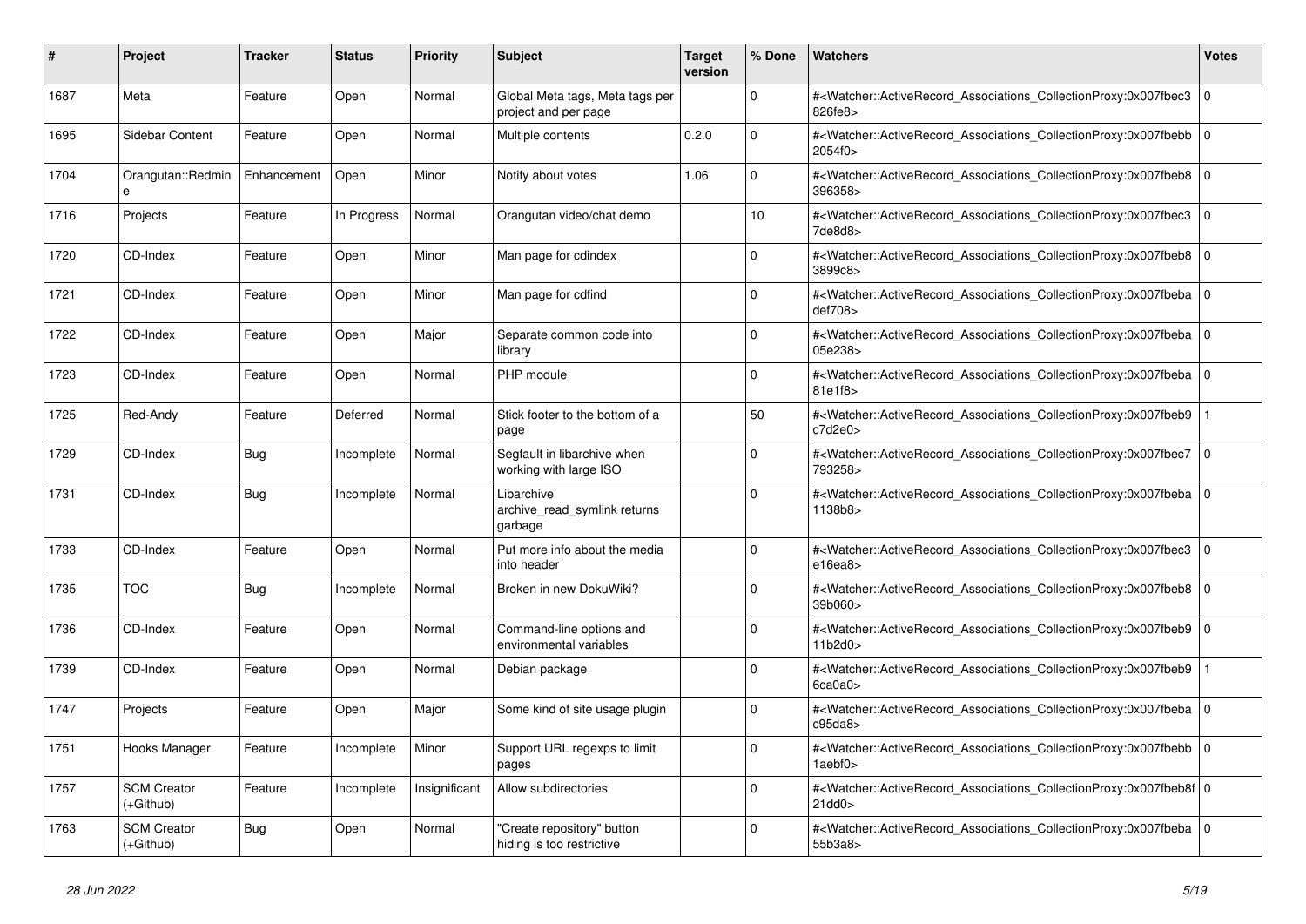| # | Project | Tracker | Status | Priority | Subject | Target version | % Done | Watchers | Votes |
|---|---|---|---|---|---|---|---|---|---|
| 1687 | Meta | Feature | Open | Normal | Global Meta tags, Meta tags per project and per page | | 0 | #<Watcher::ActiveRecord_Associations_CollectionProxy:0x007fbec3826fe8> | 0 |
| 1695 | Sidebar Content | Feature | Open | Normal | Multiple contents | 0.2.0 | 0 | #<Watcher::ActiveRecord_Associations_CollectionProxy:0x007fbebb2054f0> | 0 |
| 1704 | Orangutan::Redmine | Enhancement | Open | Minor | Notify about votes | 1.06 | 0 | #<Watcher::ActiveRecord_Associations_CollectionProxy:0x007fbeb8396358> | 0 |
| 1716 | Projects | Feature | In Progress | Normal | Orangutan video/chat demo | | 10 | #<Watcher::ActiveRecord_Associations_CollectionProxy:0x007fbec37de8d8> | 0 |
| 1720 | CD-Index | Feature | Open | Minor | Man page for cdindex | | 0 | #<Watcher::ActiveRecord_Associations_CollectionProxy:0x007fbeb83899c8> | 0 |
| 1721 | CD-Index | Feature | Open | Minor | Man page for cdfind | | 0 | #<Watcher::ActiveRecord_Associations_CollectionProxy:0x007fbebadef708> | 0 |
| 1722 | CD-Index | Feature | Open | Major | Separate common code into library | | 0 | #<Watcher::ActiveRecord_Associations_CollectionProxy:0x007fbeba05e238> | 0 |
| 1723 | CD-Index | Feature | Open | Normal | PHP module | | 0 | #<Watcher::ActiveRecord_Associations_CollectionProxy:0x007fbeba81e1f8> | 0 |
| 1725 | Red-Andy | Feature | Deferred | Normal | Stick footer to the bottom of a page | | 50 | #<Watcher::ActiveRecord_Associations_CollectionProxy:0x007fbeb9c7d2e0> | 1 |
| 1729 | CD-Index | Bug | Incomplete | Normal | Segfault in libarchive when working with large ISO | | 0 | #<Watcher::ActiveRecord_Associations_CollectionProxy:0x007fbec7793258> | 0 |
| 1731 | CD-Index | Bug | Incomplete | Normal | Libarchive archive_read_symlink returns garbage | | 0 | #<Watcher::ActiveRecord_Associations_CollectionProxy:0x007fbeba1138b8> | 0 |
| 1733 | CD-Index | Feature | Open | Normal | Put more info about the media into header | | 0 | #<Watcher::ActiveRecord_Associations_CollectionProxy:0x007fbec3e16ea8> | 0 |
| 1735 | TOC | Bug | Incomplete | Normal | Broken in new DokuWiki? | | 0 | #<Watcher::ActiveRecord_Associations_CollectionProxy:0x007fbeb839b060> | 0 |
| 1736 | CD-Index | Feature | Open | Normal | Command-line options and environmental variables | | 0 | #<Watcher::ActiveRecord_Associations_CollectionProxy:0x007fbeb911b2d0> | 0 |
| 1739 | CD-Index | Feature | Open | Normal | Debian package | | 0 | #<Watcher::ActiveRecord_Associations_CollectionProxy:0x007fbeb96ca0a0> | 1 |
| 1747 | Projects | Feature | Open | Major | Some kind of site usage plugin | | 0 | #<Watcher::ActiveRecord_Associations_CollectionProxy:0x007fbebac95da8> | 0 |
| 1751 | Hooks Manager | Feature | Incomplete | Minor | Support URL regexps to limit pages | | 0 | #<Watcher::ActiveRecord_Associations_CollectionProxy:0x007fbebb1aebf0> | 0 |
| 1757 | SCM Creator (+Github) | Feature | Incomplete | Insignificant | Allow subdirectories | | 0 | #<Watcher::ActiveRecord_Associations_CollectionProxy:0x007fbeb8f21dd0> | 0 |
| 1763 | SCM Creator (+Github) | Bug | Open | Normal | "Create repository" button hiding is too restrictive | | 0 | #<Watcher::ActiveRecord_Associations_CollectionProxy:0x007fbeba55b3a8> | 0 |

*28 Jun 2022*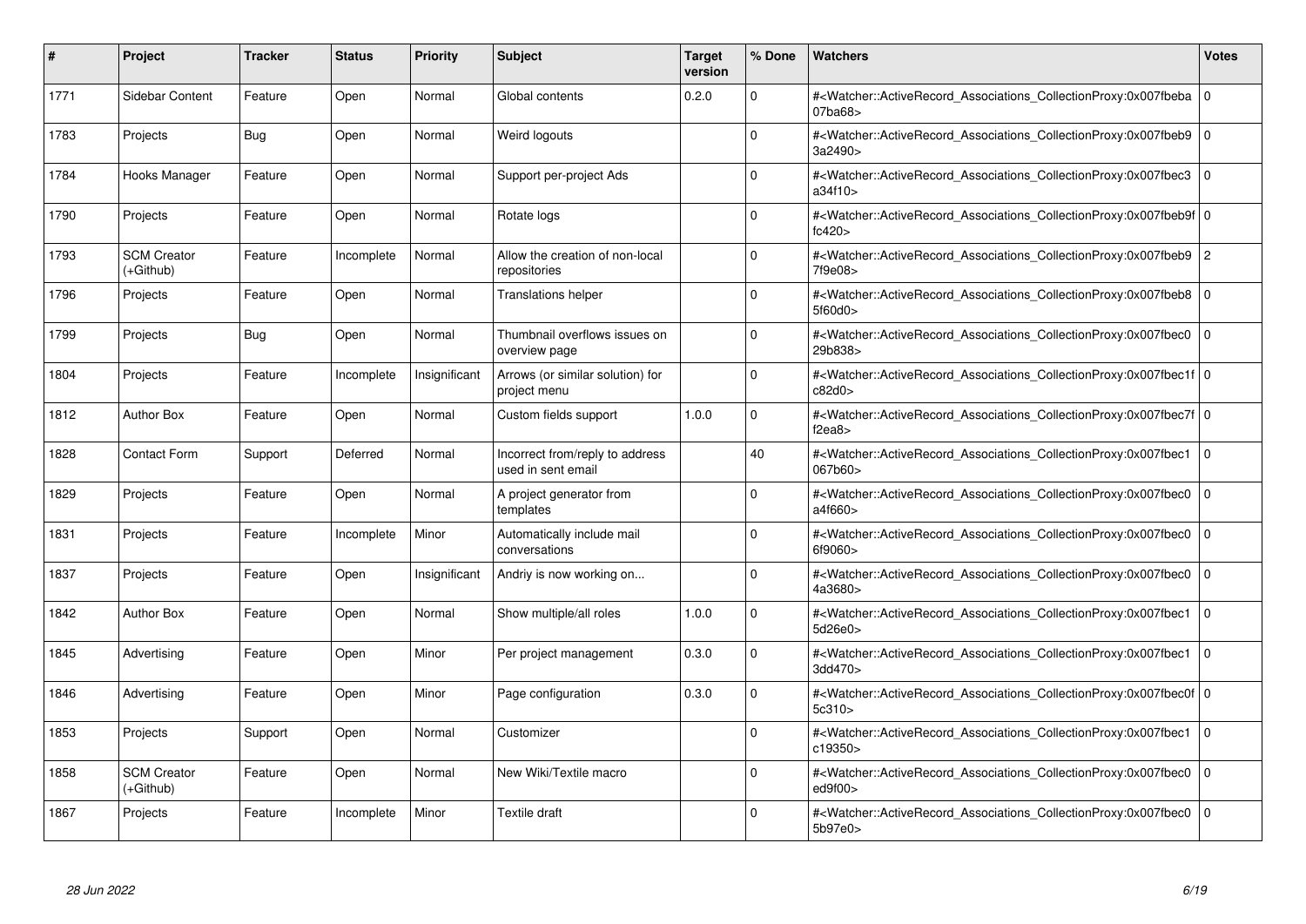| # | Project | Tracker | Status | Priority | Subject | Target version | % Done | Watchers | Votes |
|---|---|---|---|---|---|---|---|---|---|
| 1771 | Sidebar Content | Feature | Open | Normal | Global contents | 0.2.0 | 0 | #<Watcher::ActiveRecord_Associations_CollectionProxy:0x007fbeba07ba68> | 0 |
| 1783 | Projects | Bug | Open | Normal | Weird logouts | | 0 | #<Watcher::ActiveRecord_Associations_CollectionProxy:0x007fbeb93a2490> | 0 |
| 1784 | Hooks Manager | Feature | Open | Normal | Support per-project Ads | | 0 | #<Watcher::ActiveRecord_Associations_CollectionProxy:0x007fbec3a34f10> | 0 |
| 1790 | Projects | Feature | Open | Normal | Rotate logs | | 0 | #<Watcher::ActiveRecord_Associations_CollectionProxy:0x007fbeb9ffc420> | 0 |
| 1793 | SCM Creator (+Github) | Feature | Incomplete | Normal | Allow the creation of non-local repositories | | 0 | #<Watcher::ActiveRecord_Associations_CollectionProxy:0x007fbeb97f9e08> | 2 |
| 1796 | Projects | Feature | Open | Normal | Translations helper | | 0 | #<Watcher::ActiveRecord_Associations_CollectionProxy:0x007fbeb85f60d0> | 0 |
| 1799 | Projects | Bug | Open | Normal | Thumbnail overflows issues on overview page | | 0 | #<Watcher::ActiveRecord_Associations_CollectionProxy:0x007fbec029b838> | 0 |
| 1804 | Projects | Feature | Incomplete | Insignificant | Arrows (or similar solution) for project menu | | 0 | #<Watcher::ActiveRecord_Associations_CollectionProxy:0x007fbec1fc82d0> | 0 |
| 1812 | Author Box | Feature | Open | Normal | Custom fields support | 1.0.0 | 0 | #<Watcher::ActiveRecord_Associations_CollectionProxy:0x007fbec7ff2ea8> | 0 |
| 1828 | Contact Form | Support | Deferred | Normal | Incorrect from/reply to address used in sent email | | 40 | #<Watcher::ActiveRecord_Associations_CollectionProxy:0x007fbec1067b60> | 0 |
| 1829 | Projects | Feature | Open | Normal | A project generator from templates | | 0 | #<Watcher::ActiveRecord_Associations_CollectionProxy:0x007fbec0a4f660> | 0 |
| 1831 | Projects | Feature | Incomplete | Minor | Automatically include mail conversations | | 0 | #<Watcher::ActiveRecord_Associations_CollectionProxy:0x007fbec06f9060> | 0 |
| 1837 | Projects | Feature | Open | Insignificant | Andriy is now working on... | | 0 | #<Watcher::ActiveRecord_Associations_CollectionProxy:0x007fbec04a3680> | 0 |
| 1842 | Author Box | Feature | Open | Normal | Show multiple/all roles | 1.0.0 | 0 | #<Watcher::ActiveRecord_Associations_CollectionProxy:0x007fbec15d26e0> | 0 |
| 1845 | Advertising | Feature | Open | Minor | Per project management | 0.3.0 | 0 | #<Watcher::ActiveRecord_Associations_CollectionProxy:0x007fbec13dd470> | 0 |
| 1846 | Advertising | Feature | Open | Minor | Page configuration | 0.3.0 | 0 | #<Watcher::ActiveRecord_Associations_CollectionProxy:0x007fbec0f5c310> | 0 |
| 1853 | Projects | Support | Open | Normal | Customizer | | 0 | #<Watcher::ActiveRecord_Associations_CollectionProxy:0x007fbec1c19350> | 0 |
| 1858 | SCM Creator (+Github) | Feature | Open | Normal | New Wiki/Textile macro | | 0 | #<Watcher::ActiveRecord_Associations_CollectionProxy:0x007fbec0ed9f00> | 0 |
| 1867 | Projects | Feature | Incomplete | Minor | Textile draft | | 0 | #<Watcher::ActiveRecord_Associations_CollectionProxy:0x007fbec05b97e0> | 0 |

*28 Jun 2022*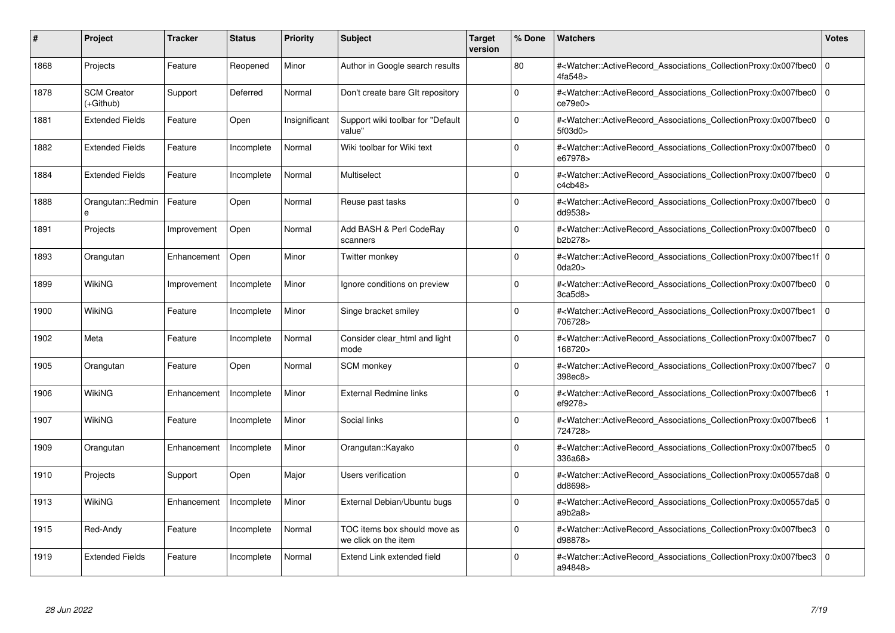| # | Project | Tracker | Status | Priority | Subject | Target version | % Done | Watchers | Votes |
|---|---|---|---|---|---|---|---|---|---|
| 1868 | Projects | Feature | Reopened | Minor | Author in Google search results | | 80 | #<Watcher::ActiveRecord_Associations_CollectionProxy:0x007fbec04fa548> | 0 |
| 1878 | SCM Creator (+Github) | Support | Deferred | Normal | Don't create bare GIt repository | | 0 | #<Watcher::ActiveRecord_Associations_CollectionProxy:0x007fbec0ce79e0> | 0 |
| 1881 | Extended Fields | Feature | Open | Insignificant | Support wiki toolbar for "Default value" | | 0 | #<Watcher::ActiveRecord_Associations_CollectionProxy:0x007fbec05f03d0> | 0 |
| 1882 | Extended Fields | Feature | Incomplete | Normal | Wiki toolbar for Wiki text | | 0 | #<Watcher::ActiveRecord_Associations_CollectionProxy:0x007fbec0e67978> | 0 |
| 1884 | Extended Fields | Feature | Incomplete | Normal | Multiselect | | 0 | #<Watcher::ActiveRecord_Associations_CollectionProxy:0x007fbec0c4cb48> | 0 |
| 1888 | Orangutan::Redmine | Feature | Open | Normal | Reuse past tasks | | 0 | #<Watcher::ActiveRecord_Associations_CollectionProxy:0x007fbec0dd9538> | 0 |
| 1891 | Projects | Improvement | Open | Normal | Add BASH & Perl CodeRay scanners | | 0 | #<Watcher::ActiveRecord_Associations_CollectionProxy:0x007fbec0b2b278> | 0 |
| 1893 | Orangutan | Enhancement | Open | Minor | Twitter monkey | | 0 | #<Watcher::ActiveRecord_Associations_CollectionProxy:0x007fbec1f0da20> | 0 |
| 1899 | WikiNG | Improvement | Incomplete | Minor | Ignore conditions on preview | | 0 | #<Watcher::ActiveRecord_Associations_CollectionProxy:0x007fbec03ca5d8> | 0 |
| 1900 | WikiNG | Feature | Incomplete | Minor | Singe bracket smiley | | 0 | #<Watcher::ActiveRecord_Associations_CollectionProxy:0x007fbec1706728> | 0 |
| 1902 | Meta | Feature | Incomplete | Normal | Consider clear_html and light mode | | 0 | #<Watcher::ActiveRecord_Associations_CollectionProxy:0x007fbec7168720> | 0 |
| 1905 | Orangutan | Feature | Open | Normal | SCM monkey | | 0 | #<Watcher::ActiveRecord_Associations_CollectionProxy:0x007fbec7398ec8> | 0 |
| 1906 | WikiNG | Enhancement | Incomplete | Minor | External Redmine links | | 0 | #<Watcher::ActiveRecord_Associations_CollectionProxy:0x007fbec6ef9278> | 1 |
| 1907 | WikiNG | Feature | Incomplete | Minor | Social links | | 0 | #<Watcher::ActiveRecord_Associations_CollectionProxy:0x007fbec6724728> | 1 |
| 1909 | Orangutan | Enhancement | Incomplete | Minor | Orangutan::Kayako | | 0 | #<Watcher::ActiveRecord_Associations_CollectionProxy:0x007fbec5336a68> | 0 |
| 1910 | Projects | Support | Open | Major | Users verification | | 0 | #<Watcher::ActiveRecord_Associations_CollectionProxy:0x00557da8dd8698> | 0 |
| 1913 | WikiNG | Enhancement | Incomplete | Minor | External Debian/Ubuntu bugs | | 0 | #<Watcher::ActiveRecord_Associations_CollectionProxy:0x00557da5a9b2a8> | 0 |
| 1915 | Red-Andy | Feature | Incomplete | Normal | TOC items box should move as we click on the item | | 0 | #<Watcher::ActiveRecord_Associations_CollectionProxy:0x007fbec3d98878> | 0 |
| 1919 | Extended Fields | Feature | Incomplete | Normal | Extend Link extended field | | 0 | #<Watcher::ActiveRecord_Associations_CollectionProxy:0x007fbec3a94848> | 0 |

*28 Jun 2022*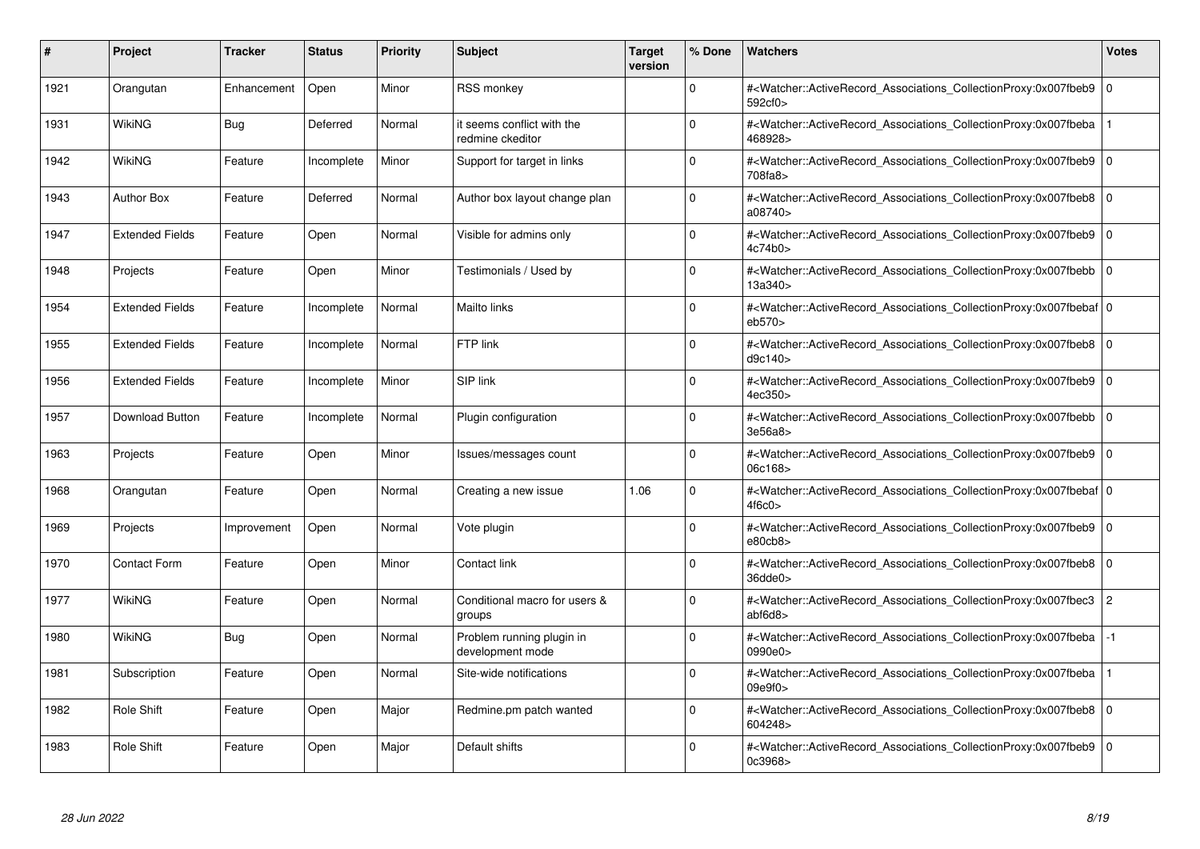| # | Project | Tracker | Status | Priority | Subject | Target version | % Done | Watchers | Votes |
|---|---|---|---|---|---|---|---|---|---|
| 1921 | Orangutan | Enhancement | Open | Minor | RSS monkey | | 0 | #<Watcher::ActiveRecord_Associations_CollectionProxy:0x007fbeb9592cf0> | 0 |
| 1931 | WikiNG | Bug | Deferred | Normal | it seems conflict with the redmine ckeditor | | 0 | #<Watcher::ActiveRecord_Associations_CollectionProxy:0x007fbeba468928> | 1 |
| 1942 | WikiNG | Feature | Incomplete | Minor | Support for target in links | | 0 | #<Watcher::ActiveRecord_Associations_CollectionProxy:0x007fbeb9708fa8> | 0 |
| 1943 | Author Box | Feature | Deferred | Normal | Author box layout change plan | | 0 | #<Watcher::ActiveRecord_Associations_CollectionProxy:0x007fbeb8a08740> | 0 |
| 1947 | Extended Fields | Feature | Open | Normal | Visible for admins only | | 0 | #<Watcher::ActiveRecord_Associations_CollectionProxy:0x007fbeb94c74b0> | 0 |
| 1948 | Projects | Feature | Open | Minor | Testimonials / Used by | | 0 | #<Watcher::ActiveRecord_Associations_CollectionProxy:0x007fbebb13a340> | 0 |
| 1954 | Extended Fields | Feature | Incomplete | Normal | Mailto links | | 0 | #<Watcher::ActiveRecord_Associations_CollectionProxy:0x007fbebafeb570> | 0 |
| 1955 | Extended Fields | Feature | Incomplete | Normal | FTP link | | 0 | #<Watcher::ActiveRecord_Associations_CollectionProxy:0x007fbeb8d9c140> | 0 |
| 1956 | Extended Fields | Feature | Incomplete | Minor | SIP link | | 0 | #<Watcher::ActiveRecord_Associations_CollectionProxy:0x007fbeb94ec350> | 0 |
| 1957 | Download Button | Feature | Incomplete | Normal | Plugin configuration | | 0 | #<Watcher::ActiveRecord_Associations_CollectionProxy:0x007fbebb3e56a8> | 0 |
| 1963 | Projects | Feature | Open | Minor | Issues/messages count | | 0 | #<Watcher::ActiveRecord_Associations_CollectionProxy:0x007fbeb906c168> | 0 |
| 1968 | Orangutan | Feature | Open | Normal | Creating a new issue | 1.06 | 0 | #<Watcher::ActiveRecord_Associations_CollectionProxy:0x007fbebaf4f6c0> | 0 |
| 1969 | Projects | Improvement | Open | Normal | Vote plugin | | 0 | #<Watcher::ActiveRecord_Associations_CollectionProxy:0x007fbeb9e80cb8> | 0 |
| 1970 | Contact Form | Feature | Open | Minor | Contact link | | 0 | #<Watcher::ActiveRecord_Associations_CollectionProxy:0x007fbeb836dde0> | 0 |
| 1977 | WikiNG | Feature | Open | Normal | Conditional macro for users & groups | | 0 | #<Watcher::ActiveRecord_Associations_CollectionProxy:0x007fbec3abf6d8> | 2 |
| 1980 | WikiNG | Bug | Open | Normal | Problem running plugin in development mode | | 0 | #<Watcher::ActiveRecord_Associations_CollectionProxy:0x007fbeba0990e0> | -1 |
| 1981 | Subscription | Feature | Open | Normal | Site-wide notifications | | 0 | #<Watcher::ActiveRecord_Associations_CollectionProxy:0x007fbeba09e9f0> | 1 |
| 1982 | Role Shift | Feature | Open | Major | Redmine.pm patch wanted | | 0 | #<Watcher::ActiveRecord_Associations_CollectionProxy:0x007fbeb8604248> | 0 |
| 1983 | Role Shift | Feature | Open | Major | Default shifts | | 0 | #<Watcher::ActiveRecord_Associations_CollectionProxy:0x007fbeb90c3968> | 0 |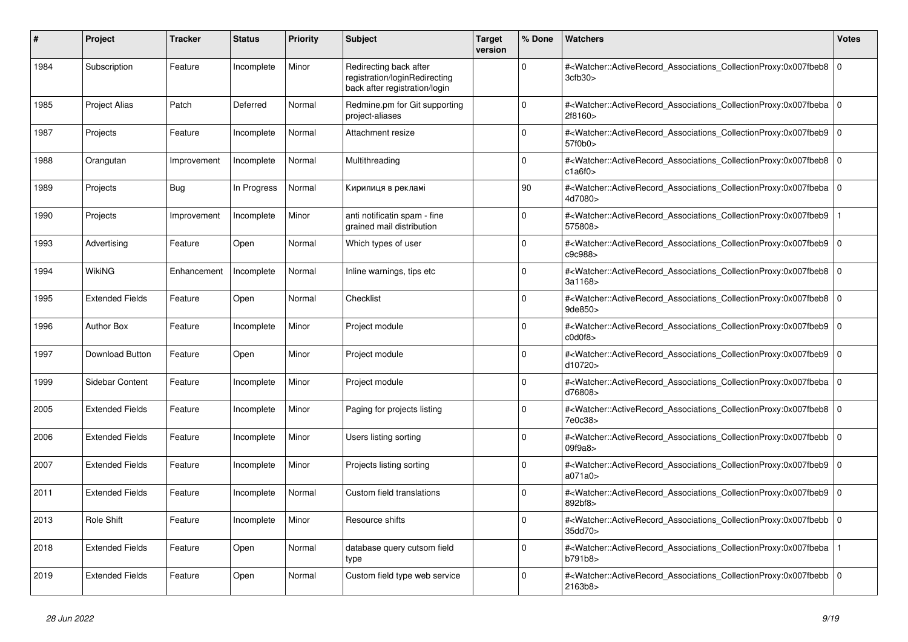| # | Project | Tracker | Status | Priority | Subject | Target version | % Done | Watchers | Votes |
|---|---|---|---|---|---|---|---|---|---|
| 1984 | Subscription | Feature | Incomplete | Minor | Redirecting back after registration/loginRedirecting back after registration/login | | 0 | #<Watcher::ActiveRecord_Associations_CollectionProxy:0x007fbeb83cfb30> | 0 |
| 1985 | Project Alias | Patch | Deferred | Normal | Redmine.pm for Git supporting project-aliases | | 0 | #<Watcher::ActiveRecord_Associations_CollectionProxy:0x007fbeba2f8160> | 0 |
| 1987 | Projects | Feature | Incomplete | Normal | Attachment resize | | 0 | #<Watcher::ActiveRecord_Associations_CollectionProxy:0x007fbeb957f0b0> | 0 |
| 1988 | Orangutan | Improvement | Incomplete | Normal | Multithreading | | 0 | #<Watcher::ActiveRecord_Associations_CollectionProxy:0x007fbeb8c1a6f0> | 0 |
| 1989 | Projects | Bug | In Progress | Normal | Кирилиця в рекламі | | 90 | #<Watcher::ActiveRecord_Associations_CollectionProxy:0x007fbeba4d7080> | 0 |
| 1990 | Projects | Improvement | Incomplete | Minor | anti notificatin spam - fine grained mail distribution | | 0 | #<Watcher::ActiveRecord_Associations_CollectionProxy:0x007fbeb9575808> | 1 |
| 1993 | Advertising | Feature | Open | Normal | Which types of user | | 0 | #<Watcher::ActiveRecord_Associations_CollectionProxy:0x007fbeb9c9c988> | 0 |
| 1994 | WikiNG | Enhancement | Incomplete | Normal | Inline warnings, tips etc | | 0 | #<Watcher::ActiveRecord_Associations_CollectionProxy:0x007fbeb83a1168> | 0 |
| 1995 | Extended Fields | Feature | Open | Normal | Checklist | | 0 | #<Watcher::ActiveRecord_Associations_CollectionProxy:0x007fbeb89de850> | 0 |
| 1996 | Author Box | Feature | Incomplete | Minor | Project module | | 0 | #<Watcher::ActiveRecord_Associations_CollectionProxy:0x007fbeb9c0d0f8> | 0 |
| 1997 | Download Button | Feature | Open | Minor | Project module | | 0 | #<Watcher::ActiveRecord_Associations_CollectionProxy:0x007fbeb9d10720> | 0 |
| 1999 | Sidebar Content | Feature | Incomplete | Minor | Project module | | 0 | #<Watcher::ActiveRecord_Associations_CollectionProxy:0x007fbebad76808> | 0 |
| 2005 | Extended Fields | Feature | Incomplete | Minor | Paging for projects listing | | 0 | #<Watcher::ActiveRecord_Associations_CollectionProxy:0x007fbeb87e0c38> | 0 |
| 2006 | Extended Fields | Feature | Incomplete | Minor | Users listing sorting | | 0 | #<Watcher::ActiveRecord_Associations_CollectionProxy:0x007fbebb09f9a8> | 0 |
| 2007 | Extended Fields | Feature | Incomplete | Minor | Projects listing sorting | | 0 | #<Watcher::ActiveRecord_Associations_CollectionProxy:0x007fbeb9a071a0> | 0 |
| 2011 | Extended Fields | Feature | Incomplete | Normal | Custom field translations | | 0 | #<Watcher::ActiveRecord_Associations_CollectionProxy:0x007fbeb9892bf8> | 0 |
| 2013 | Role Shift | Feature | Incomplete | Minor | Resource shifts | | 0 | #<Watcher::ActiveRecord_Associations_CollectionProxy:0x007fbebb35dd70> | 0 |
| 2018 | Extended Fields | Feature | Open | Normal | database query cutsom field type | | 0 | #<Watcher::ActiveRecord_Associations_CollectionProxy:0x007fbebab791b8> | 1 |
| 2019 | Extended Fields | Feature | Open | Normal | Custom field type web service | | 0 | #<Watcher::ActiveRecord_Associations_CollectionProxy:0x007fbebb2163b8> | 0 |

*28 Jun 2022*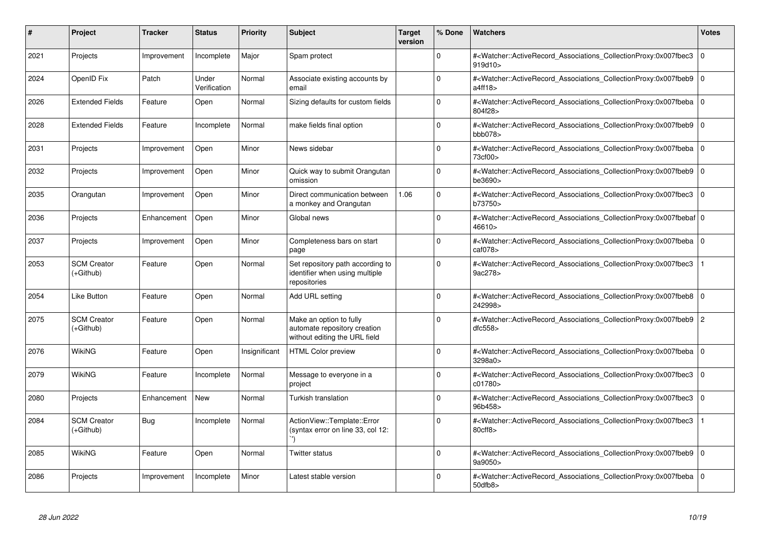| # | Project | Tracker | Status | Priority | Subject | Target version | % Done | Watchers | Votes |
|---|---|---|---|---|---|---|---|---|---|
| 2021 | Projects | Improvement | Incomplete | Major | Spam protect | | 0 | #<Watcher::ActiveRecord_Associations_CollectionProxy:0x007fbec3919d10> | 0 |
| 2024 | OpenID Fix | Patch | Under Verification | Normal | Associate existing accounts by email | | 0 | #<Watcher::ActiveRecord_Associations_CollectionProxy:0x007fbeb9a4ff18> | 0 |
| 2026 | Extended Fields | Feature | Open | Normal | Sizing defaults for custom fields | | 0 | #<Watcher::ActiveRecord_Associations_CollectionProxy:0x007fbeba804f28> | 0 |
| 2028 | Extended Fields | Feature | Incomplete | Normal | make fields final option | | 0 | #<Watcher::ActiveRecord_Associations_CollectionProxy:0x007fbeb9bbb078> | 0 |
| 2031 | Projects | Improvement | Open | Minor | News sidebar | | 0 | #<Watcher::ActiveRecord_Associations_CollectionProxy:0x007fbeba73cf00> | 0 |
| 2032 | Projects | Improvement | Open | Minor | Quick way to submit Orangutan omission | | 0 | #<Watcher::ActiveRecord_Associations_CollectionProxy:0x007fbeb9be3690> | 0 |
| 2035 | Orangutan | Improvement | Open | Minor | Direct communication between a monkey and Orangutan | 1.06 | 0 | #<Watcher::ActiveRecord_Associations_CollectionProxy:0x007fbec3b73750> | 0 |
| 2036 | Projects | Enhancement | Open | Minor | Global news | | 0 | #<Watcher::ActiveRecord_Associations_CollectionProxy:0x007fbebaf46610> | 0 |
| 2037 | Projects | Improvement | Open | Minor | Completeness bars on start page | | 0 | #<Watcher::ActiveRecord_Associations_CollectionProxy:0x007fbebacaf078> | 0 |
| 2053 | SCM Creator (+Github) | Feature | Open | Normal | Set repository path according to identifier when using multiple repositories | | 0 | #<Watcher::ActiveRecord_Associations_CollectionProxy:0x007fbec39ac278> | 1 |
| 2054 | Like Button | Feature | Open | Normal | Add URL setting | | 0 | #<Watcher::ActiveRecord_Associations_CollectionProxy:0x007fbeb8242998> | 0 |
| 2075 | SCM Creator (+Github) | Feature | Open | Normal | Make an option to fully automate repository creation without editing the URL field | | 0 | #<Watcher::ActiveRecord_Associations_CollectionProxy:0x007fbeb9dfc558> | 2 |
| 2076 | WikiNG | Feature | Open | Insignificant | HTML Color preview | | 0 | #<Watcher::ActiveRecord_Associations_CollectionProxy:0x007fbeba3298a0> | 0 |
| 2079 | WikiNG | Feature | Incomplete | Normal | Message to everyone in a project | | 0 | #<Watcher::ActiveRecord_Associations_CollectionProxy:0x007fbec3c01780> | 0 |
| 2080 | Projects | Enhancement | New | Normal | Turkish translation | | 0 | #<Watcher::ActiveRecord_Associations_CollectionProxy:0x007fbec396b458> | 0 |
| 2084 | SCM Creator (+Github) | Bug | Incomplete | Normal | ActionView::Template::Error (syntax error on line 33, col 12: ``) | | 0 | #<Watcher::ActiveRecord_Associations_CollectionProxy:0x007fbec380cff8> | 1 |
| 2085 | WikiNG | Feature | Open | Normal | Twitter status | | 0 | #<Watcher::ActiveRecord_Associations_CollectionProxy:0x007fbeb99a9050> | 0 |
| 2086 | Projects | Improvement | Incomplete | Minor | Latest stable version | | 0 | #<Watcher::ActiveRecord_Associations_CollectionProxy:0x007fbeba50dfb8> | 0 |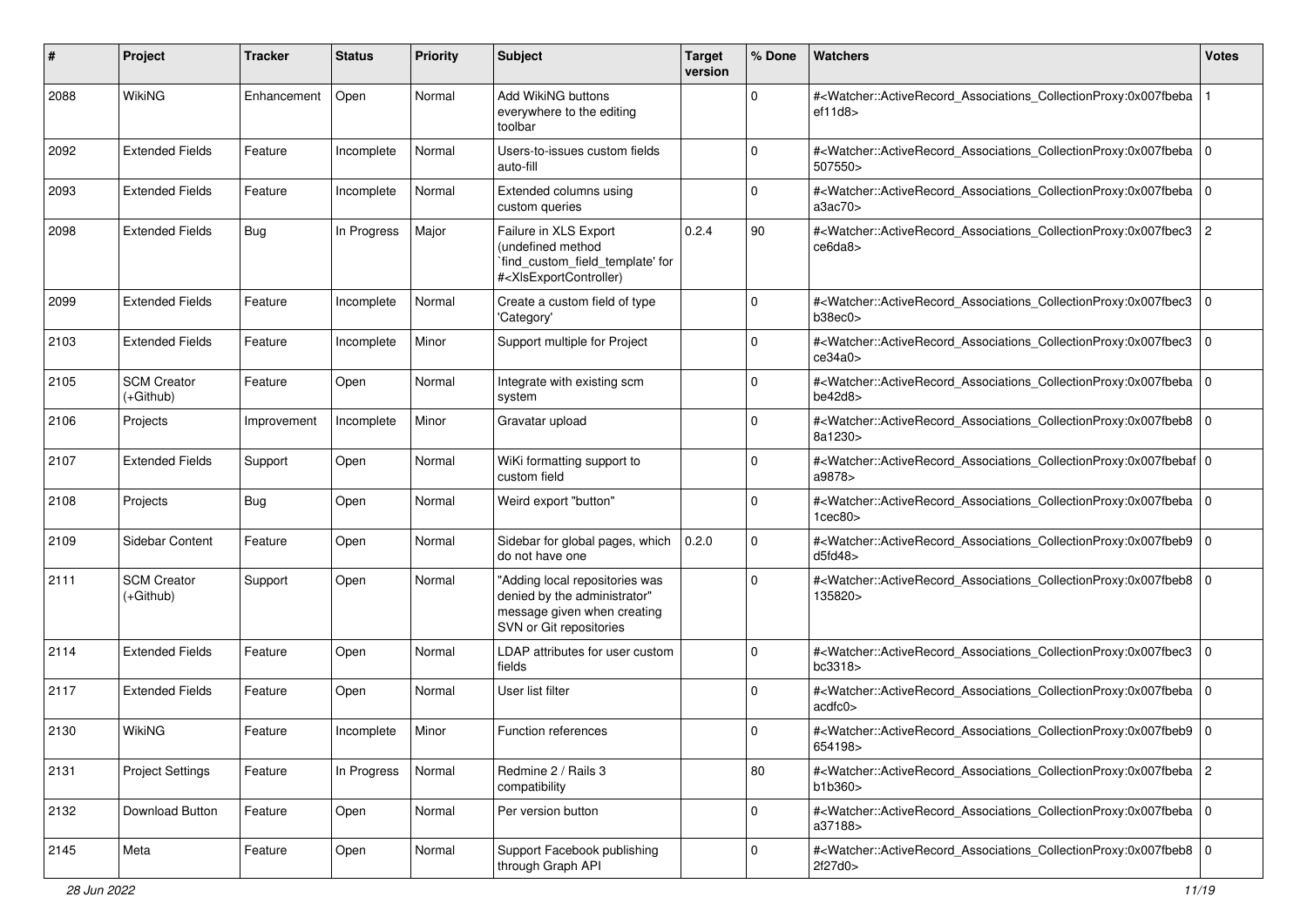| # | Project | Tracker | Status | Priority | Subject | Target version | % Done | Watchers | Votes |
|---|---|---|---|---|---|---|---|---|---|
| 2088 | WikiNG | Enhancement | Open | Normal | Add WikiNG buttons everywhere to the editing toolbar | | 0 | #<Watcher::ActiveRecord_Associations_CollectionProxy:0x007fbebaef11d8> | 1 |
| 2092 | Extended Fields | Feature | Incomplete | Normal | Users-to-issues custom fields auto-fill | | 0 | #<Watcher::ActiveRecord_Associations_CollectionProxy:0x007fbeba507550> | 0 |
| 2093 | Extended Fields | Feature | Incomplete | Normal | Extended columns using custom queries | | 0 | #<Watcher::ActiveRecord_Associations_CollectionProxy:0x007fbebaa3ac70> | 0 |
| 2098 | Extended Fields | Bug | In Progress | Major | Failure in XLS Export (undefined method `find_custom_field_template' for #<XlsExportController) | 0.2.4 | 90 | #<Watcher::ActiveRecord_Associations_CollectionProxy:0x007fbec3ce6da8> | 2 |
| 2099 | Extended Fields | Feature | Incomplete | Normal | Create a custom field of type 'Category' | | 0 | #<Watcher::ActiveRecord_Associations_CollectionProxy:0x007fbec3b38ec0> | 0 |
| 2103 | Extended Fields | Feature | Incomplete | Minor | Support multiple for Project | | 0 | #<Watcher::ActiveRecord_Associations_CollectionProxy:0x007fbec3ce34a0> | 0 |
| 2105 | SCM Creator (+Github) | Feature | Open | Normal | Integrate with existing scm system | | 0 | #<Watcher::ActiveRecord_Associations_CollectionProxy:0x007fbebabe42d8> | 0 |
| 2106 | Projects | Improvement | Incomplete | Minor | Gravatar upload | | 0 | #<Watcher::ActiveRecord_Associations_CollectionProxy:0x007fbeb88a1230> | 0 |
| 2107 | Extended Fields | Support | Open | Normal | WiKi formatting support to custom field | | 0 | #<Watcher::ActiveRecord_Associations_CollectionProxy:0x007fbebafa9878> | 0 |
| 2108 | Projects | Bug | Open | Normal | Weird export "button" | | 0 | #<Watcher::ActiveRecord_Associations_CollectionProxy:0x007fbeba1cec80> | 0 |
| 2109 | Sidebar Content | Feature | Open | Normal | Sidebar for global pages, which do not have one | 0.2.0 | 0 | #<Watcher::ActiveRecord_Associations_CollectionProxy:0x007fbeb9d5fd48> | 0 |
| 2111 | SCM Creator (+Github) | Support | Open | Normal | "Adding local repositories was denied by the administrator" message given when creating SVN or Git repositories | | 0 | #<Watcher::ActiveRecord_Associations_CollectionProxy:0x007fbeb8135820> | 0 |
| 2114 | Extended Fields | Feature | Open | Normal | LDAP attributes for user custom fields | | 0 | #<Watcher::ActiveRecord_Associations_CollectionProxy:0x007fbec3bc3318> | 0 |
| 2117 | Extended Fields | Feature | Open | Normal | User list filter | | 0 | #<Watcher::ActiveRecord_Associations_CollectionProxy:0x007fbebaacdfc0> | 0 |
| 2130 | WikiNG | Feature | Incomplete | Minor | Function references | | 0 | #<Watcher::ActiveRecord_Associations_CollectionProxy:0x007fbeb9654198> | 0 |
| 2131 | Project Settings | Feature | In Progress | Normal | Redmine 2 / Rails 3 compatibility | | 80 | #<Watcher::ActiveRecord_Associations_CollectionProxy:0x007fbebab1b360> | 2 |
| 2132 | Download Button | Feature | Open | Normal | Per version button | | 0 | #<Watcher::ActiveRecord_Associations_CollectionProxy:0x007fbebaa37188> | 0 |
| 2145 | Meta | Feature | Open | Normal | Support Facebook publishing through Graph API | | 0 | #<Watcher::ActiveRecord_Associations_CollectionProxy:0x007fbeb82f27d0> | 0 |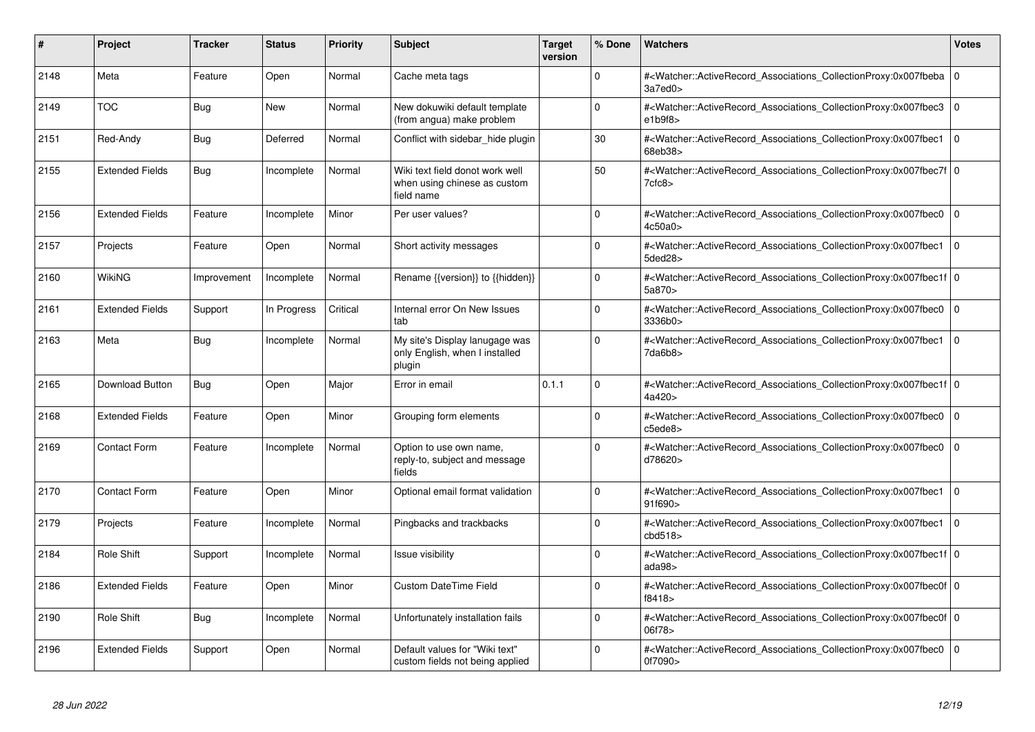| # | Project | Tracker | Status | Priority | Subject | Target version | % Done | Watchers | Votes |
|---|---|---|---|---|---|---|---|---|---|
| 2148 | Meta | Feature | Open | Normal | Cache meta tags | | 0 | #<Watcher::ActiveRecord_Associations_CollectionProxy:0x007fbeba3a7ed0> | 0 |
| 2149 | TOC | Bug | New | Normal | New dokuwiki default template (from angua) make problem | | 0 | #<Watcher::ActiveRecord_Associations_CollectionProxy:0x007fbec3e1b9f8> | 0 |
| 2151 | Red-Andy | Bug | Deferred | Normal | Conflict with sidebar_hide plugin | | 30 | #<Watcher::ActiveRecord_Associations_CollectionProxy:0x007fbec168eb38> | 0 |
| 2155 | Extended Fields | Bug | Incomplete | Normal | Wiki text field donot work well when using chinese as custom field name | | 50 | #<Watcher::ActiveRecord_Associations_CollectionProxy:0x007fbec7f7cfc8> | 0 |
| 2156 | Extended Fields | Feature | Incomplete | Minor | Per user values? | | 0 | #<Watcher::ActiveRecord_Associations_CollectionProxy:0x007fbec04c50a0> | 0 |
| 2157 | Projects | Feature | Open | Normal | Short activity messages | | 0 | #<Watcher::ActiveRecord_Associations_CollectionProxy:0x007fbec15ded28> | 0 |
| 2160 | WikiNG | Improvement | Incomplete | Normal | Rename {{version}} to {{hidden}} | | 0 | #<Watcher::ActiveRecord_Associations_CollectionProxy:0x007fbec1f5a870> | 0 |
| 2161 | Extended Fields | Support | In Progress | Critical | Internal error On New Issues tab | | 0 | #<Watcher::ActiveRecord_Associations_CollectionProxy:0x007fbec03336b0> | 0 |
| 2163 | Meta | Bug | Incomplete | Normal | My site's Display lanugage was only English, when I installed plugin | | 0 | #<Watcher::ActiveRecord_Associations_CollectionProxy:0x007fbec17da6b8> | 0 |
| 2165 | Download Button | Bug | Open | Major | Error in email | 0.1.1 | 0 | #<Watcher::ActiveRecord_Associations_CollectionProxy:0x007fbec1f4a420> | 0 |
| 2168 | Extended Fields | Feature | Open | Minor | Grouping form elements | | 0 | #<Watcher::ActiveRecord_Associations_CollectionProxy:0x007fbec0c5ede8> | 0 |
| 2169 | Contact Form | Feature | Incomplete | Normal | Option to use own name, reply-to, subject and message fields | | 0 | #<Watcher::ActiveRecord_Associations_CollectionProxy:0x007fbec0d78620> | 0 |
| 2170 | Contact Form | Feature | Open | Minor | Optional email format validation | | 0 | #<Watcher::ActiveRecord_Associations_CollectionProxy:0x007fbec191f690> | 0 |
| 2179 | Projects | Feature | Incomplete | Normal | Pingbacks and trackbacks | | 0 | #<Watcher::ActiveRecord_Associations_CollectionProxy:0x007fbec1cbd518> | 0 |
| 2184 | Role Shift | Support | Incomplete | Normal | Issue visibility | | 0 | #<Watcher::ActiveRecord_Associations_CollectionProxy:0x007fbec1fada98> | 0 |
| 2186 | Extended Fields | Feature | Open | Minor | Custom DateTime Field | | 0 | #<Watcher::ActiveRecord_Associations_CollectionProxy:0x007fbec0ff8418> | 0 |
| 2190 | Role Shift | Bug | Incomplete | Normal | Unfortunately installation fails | | 0 | #<Watcher::ActiveRecord_Associations_CollectionProxy:0x007fbec0f06f78> | 0 |
| 2196 | Extended Fields | Support | Open | Normal | Default values for "Wiki text" custom fields not being applied | | 0 | #<Watcher::ActiveRecord_Associations_CollectionProxy:0x007fbec00f7090> | 0 |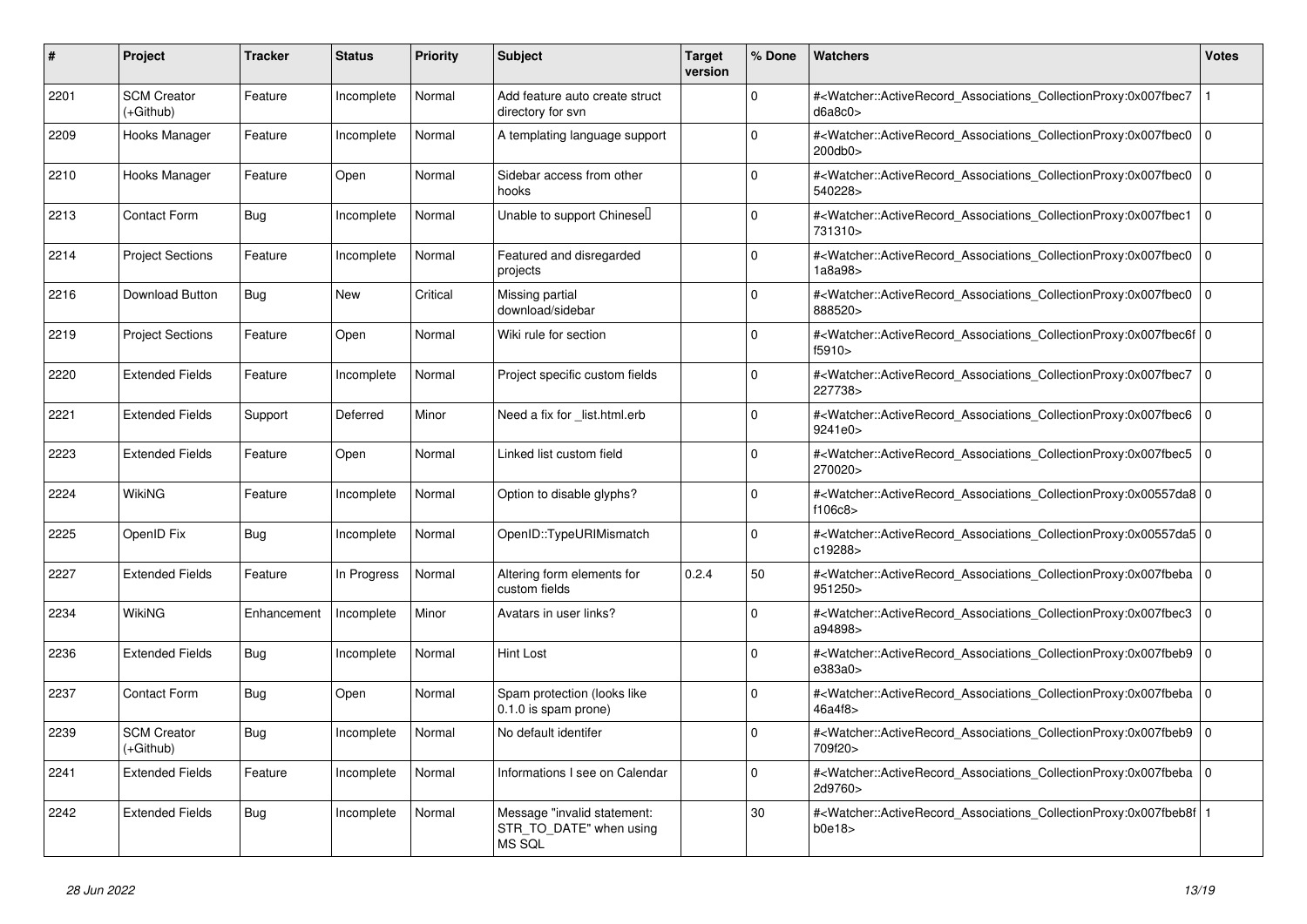| # | Project | Tracker | Status | Priority | Subject | Target version | % Done | Watchers | Votes |
|---|---|---|---|---|---|---|---|---|---|
| 2201 | SCM Creator (+Github) | Feature | Incomplete | Normal | Add feature auto create struct directory for svn | | 0 | #<Watcher::ActiveRecord_Associations_CollectionProxy:0x007fbec7d6a8c0> | 1 |
| 2209 | Hooks Manager | Feature | Incomplete | Normal | A templating language support | | 0 | #<Watcher::ActiveRecord_Associations_CollectionProxy:0x007fbec0200db0> | 0 |
| 2210 | Hooks Manager | Feature | Open | Normal | Sidebar access from other hooks | | 0 | #<Watcher::ActiveRecord_Associations_CollectionProxy:0x007fbec0540228> | 0 |
| 2213 | Contact Form | Bug | Incomplete | Normal | Unable to support Chinese | | 0 | #<Watcher::ActiveRecord_Associations_CollectionProxy:0x007fbec1731310> | 0 |
| 2214 | Project Sections | Feature | Incomplete | Normal | Featured and disregarded projects | | 0 | #<Watcher::ActiveRecord_Associations_CollectionProxy:0x007fbec01a8a98> | 0 |
| 2216 | Download Button | Bug | New | Critical | Missing partial download/sidebar | | 0 | #<Watcher::ActiveRecord_Associations_CollectionProxy:0x007fbec0888520> | 0 |
| 2219 | Project Sections | Feature | Open | Normal | Wiki rule for section | | 0 | #<Watcher::ActiveRecord_Associations_CollectionProxy:0x007fbec6ff5910> | 0 |
| 2220 | Extended Fields | Feature | Incomplete | Normal | Project specific custom fields | | 0 | #<Watcher::ActiveRecord_Associations_CollectionProxy:0x007fbec7227738> | 0 |
| 2221 | Extended Fields | Support | Deferred | Minor | Need a fix for _list.html.erb | | 0 | #<Watcher::ActiveRecord_Associations_CollectionProxy:0x007fbec69241e0> | 0 |
| 2223 | Extended Fields | Feature | Open | Normal | Linked list custom field | | 0 | #<Watcher::ActiveRecord_Associations_CollectionProxy:0x007fbec5270020> | 0 |
| 2224 | WikiNG | Feature | Incomplete | Normal | Option to disable glyphs? | | 0 | #<Watcher::ActiveRecord_Associations_CollectionProxy:0x00557da8f106c8> | 0 |
| 2225 | OpenID Fix | Bug | Incomplete | Normal | OpenID::TypeURIMismatch | | 0 | #<Watcher::ActiveRecord_Associations_CollectionProxy:0x00557da5c19288> | 0 |
| 2227 | Extended Fields | Feature | In Progress | Normal | Altering form elements for custom fields | 0.2.4 | 50 | #<Watcher::ActiveRecord_Associations_CollectionProxy:0x007fbeba951250> | 0 |
| 2234 | WikiNG | Enhancement | Incomplete | Minor | Avatars in user links? | | 0 | #<Watcher::ActiveRecord_Associations_CollectionProxy:0x007fbec3a94898> | 0 |
| 2236 | Extended Fields | Bug | Incomplete | Normal | Hint Lost | | 0 | #<Watcher::ActiveRecord_Associations_CollectionProxy:0x007fbeb9e383a0> | 0 |
| 2237 | Contact Form | Bug | Open | Normal | Spam protection (looks like 0.1.0 is spam prone) | | 0 | #<Watcher::ActiveRecord_Associations_CollectionProxy:0x007fbeba46a4f8> | 0 |
| 2239 | SCM Creator (+Github) | Bug | Incomplete | Normal | No default identifer | | 0 | #<Watcher::ActiveRecord_Associations_CollectionProxy:0x007fbeb9709f20> | 0 |
| 2241 | Extended Fields | Feature | Incomplete | Normal | Informations I see on Calendar | | 0 | #<Watcher::ActiveRecord_Associations_CollectionProxy:0x007fbeba2d9760> | 0 |
| 2242 | Extended Fields | Bug | Incomplete | Normal | Message "invalid statement: STR_TO_DATE" when using MS SQL | | 30 | #<Watcher::ActiveRecord_Associations_CollectionProxy:0x007fbeb8fb0e18> | 1 |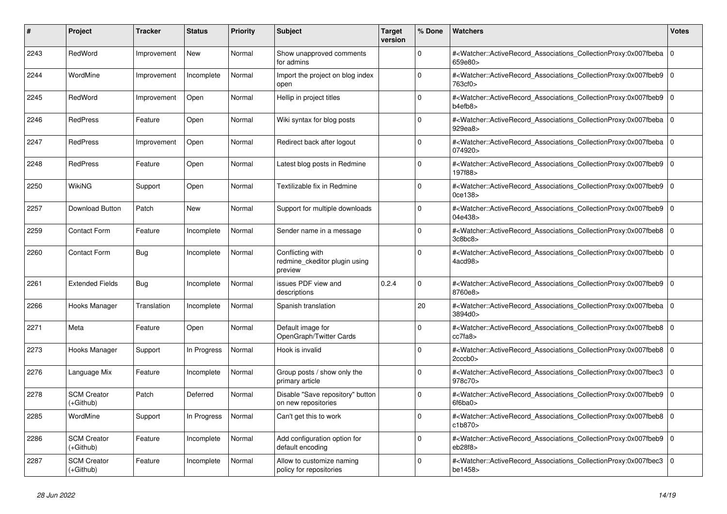| # | Project | Tracker | Status | Priority | Subject | Target version | % Done | Watchers | Votes |
|---|---|---|---|---|---|---|---|---|---|
| 2243 | RedWord | Improvement | New | Normal | Show unapproved comments for admins | | 0 | #<Watcher::ActiveRecord_Associations_CollectionProxy:0x007fbeba659e80> | 0 |
| 2244 | WordMine | Improvement | Incomplete | Normal | Import the project on blog index open | | 0 | #<Watcher::ActiveRecord_Associations_CollectionProxy:0x007fbeb9763cf0> | 0 |
| 2245 | RedWord | Improvement | Open | Normal | Hellip in project titles | | 0 | #<Watcher::ActiveRecord_Associations_CollectionProxy:0x007fbeb9b4efb8> | 0 |
| 2246 | RedPress | Feature | Open | Normal | Wiki syntax for blog posts | | 0 | #<Watcher::ActiveRecord_Associations_CollectionProxy:0x007fbeba929ea8> | 0 |
| 2247 | RedPress | Improvement | Open | Normal | Redirect back after logout | | 0 | #<Watcher::ActiveRecord_Associations_CollectionProxy:0x007fbeba074920> | 0 |
| 2248 | RedPress | Feature | Open | Normal | Latest blog posts in Redmine | | 0 | #<Watcher::ActiveRecord_Associations_CollectionProxy:0x007fbeb9197f88> | 0 |
| 2250 | WikiNG | Support | Open | Normal | Textilizable fix in Redmine | | 0 | #<Watcher::ActiveRecord_Associations_CollectionProxy:0x007fbeb90ce138> | 0 |
| 2257 | Download Button | Patch | New | Normal | Support for multiple downloads | | 0 | #<Watcher::ActiveRecord_Associations_CollectionProxy:0x007fbeb904e438> | 0 |
| 2259 | Contact Form | Feature | Incomplete | Normal | Sender name in a message | | 0 | #<Watcher::ActiveRecord_Associations_CollectionProxy:0x007fbeb83c8bc8> | 0 |
| 2260 | Contact Form | Bug | Incomplete | Normal | Conflicting with redmine_ckeditor plugin using preview | | 0 | #<Watcher::ActiveRecord_Associations_CollectionProxy:0x007fbebb4acd98> | 0 |
| 2261 | Extended Fields | Bug | Incomplete | Normal | issues PDF view and descriptions | 0.2.4 | 0 | #<Watcher::ActiveRecord_Associations_CollectionProxy:0x007fbeb98760e8> | 0 |
| 2266 | Hooks Manager | Translation | Incomplete | Normal | Spanish translation | | 20 | #<Watcher::ActiveRecord_Associations_CollectionProxy:0x007fbeba3894d0> | 0 |
| 2271 | Meta | Feature | Open | Normal | Default image for OpenGraph/Twitter Cards | | 0 | #<Watcher::ActiveRecord_Associations_CollectionProxy:0x007fbeb8cc7fa8> | 0 |
| 2273 | Hooks Manager | Support | In Progress | Normal | Hook is invalid | | 0 | #<Watcher::ActiveRecord_Associations_CollectionProxy:0x007fbeb82cccb0> | 0 |
| 2276 | Language Mix | Feature | Incomplete | Normal | Group posts / show only the primary article | | 0 | #<Watcher::ActiveRecord_Associations_CollectionProxy:0x007fbec3978c70> | 0 |
| 2278 | SCM Creator (+Github) | Patch | Deferred | Normal | Disable "Save repository" button on new repositories | | 0 | #<Watcher::ActiveRecord_Associations_CollectionProxy:0x007fbeb96f6ba0> | 0 |
| 2285 | WordMine | Support | In Progress | Normal | Can't get this to work | | 0 | #<Watcher::ActiveRecord_Associations_CollectionProxy:0x007fbeb8c1b870> | 0 |
| 2286 | SCM Creator (+Github) | Feature | Incomplete | Normal | Add configuration option for default encoding | | 0 | #<Watcher::ActiveRecord_Associations_CollectionProxy:0x007fbeb9eb28f8> | 0 |
| 2287 | SCM Creator (+Github) | Feature | Incomplete | Normal | Allow to customize naming policy for repositories | | 0 | #<Watcher::ActiveRecord_Associations_CollectionProxy:0x007fbec3be1458> | 0 |

*28 Jun 2022*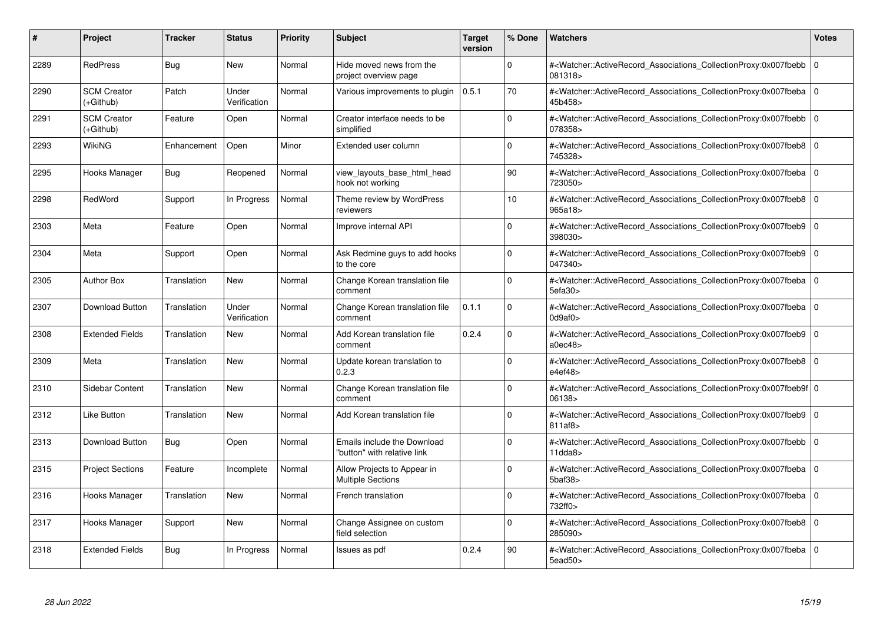| # | Project | Tracker | Status | Priority | Subject | Target version | % Done | Watchers | Votes |
|---|---|---|---|---|---|---|---|---|---|
| 2289 | RedPress | Bug | New | Normal | Hide moved news from the project overview page | | 0 | #<Watcher::ActiveRecord_Associations_CollectionProxy:0x007fbebb081318> | 0 |
| 2290 | SCM Creator (+Github) | Patch | Under Verification | Normal | Various improvements to plugin | 0.5.1 | 70 | #<Watcher::ActiveRecord_Associations_CollectionProxy:0x007fbeba45b458> | 0 |
| 2291 | SCM Creator (+Github) | Feature | Open | Normal | Creator interface needs to be simplified | | 0 | #<Watcher::ActiveRecord_Associations_CollectionProxy:0x007fbebb078358> | 0 |
| 2293 | WikiNG | Enhancement | Open | Minor | Extended user column | | 0 | #<Watcher::ActiveRecord_Associations_CollectionProxy:0x007fbeb8745328> | 0 |
| 2295 | Hooks Manager | Bug | Reopened | Normal | view_layouts_base_html_head hook not working | | 90 | #<Watcher::ActiveRecord_Associations_CollectionProxy:0x007fbeba723050> | 0 |
| 2298 | RedWord | Support | In Progress | Normal | Theme review by WordPress reviewers | | 10 | #<Watcher::ActiveRecord_Associations_CollectionProxy:0x007fbeb8965a18> | 0 |
| 2303 | Meta | Feature | Open | Normal | Improve internal API | | 0 | #<Watcher::ActiveRecord_Associations_CollectionProxy:0x007fbeb9398030> | 0 |
| 2304 | Meta | Support | Open | Normal | Ask Redmine guys to add hooks to the core | | 0 | #<Watcher::ActiveRecord_Associations_CollectionProxy:0x007fbeb9047340> | 0 |
| 2305 | Author Box | Translation | New | Normal | Change Korean translation file comment | | 0 | #<Watcher::ActiveRecord_Associations_CollectionProxy:0x007fbeba5efa30> | 0 |
| 2307 | Download Button | Translation | Under Verification | Normal | Change Korean translation file comment | 0.1.1 | 0 | #<Watcher::ActiveRecord_Associations_CollectionProxy:0x007fbeba0d9af0> | 0 |
| 2308 | Extended Fields | Translation | New | Normal | Add Korean translation file comment | 0.2.4 | 0 | #<Watcher::ActiveRecord_Associations_CollectionProxy:0x007fbeb9a0ec48> | 0 |
| 2309 | Meta | Translation | New | Normal | Update korean translation to 0.2.3 | | 0 | #<Watcher::ActiveRecord_Associations_CollectionProxy:0x007fbeb8e4ef48> | 0 |
| 2310 | Sidebar Content | Translation | New | Normal | Change Korean translation file comment | | 0 | #<Watcher::ActiveRecord_Associations_CollectionProxy:0x007fbeb9f06138> | 0 |
| 2312 | Like Button | Translation | New | Normal | Add Korean translation file | | 0 | #<Watcher::ActiveRecord_Associations_CollectionProxy:0x007fbeb9811af8> | 0 |
| 2313 | Download Button | Bug | Open | Normal | Emails include the Download "button" with relative link | | 0 | #<Watcher::ActiveRecord_Associations_CollectionProxy:0x007fbebb11dda8> | 0 |
| 2315 | Project Sections | Feature | Incomplete | Normal | Allow Projects to Appear in Multiple Sections | | 0 | #<Watcher::ActiveRecord_Associations_CollectionProxy:0x007fbeba5baf38> | 0 |
| 2316 | Hooks Manager | Translation | New | Normal | French translation | | 0 | #<Watcher::ActiveRecord_Associations_CollectionProxy:0x007fbeba732ff0> | 0 |
| 2317 | Hooks Manager | Support | New | Normal | Change Assignee on custom field selection | | 0 | #<Watcher::ActiveRecord_Associations_CollectionProxy:0x007fbeb8285090> | 0 |
| 2318 | Extended Fields | Bug | In Progress | Normal | Issues as pdf | 0.2.4 | 90 | #<Watcher::ActiveRecord_Associations_CollectionProxy:0x007fbeba5ead50> | 0 |

*28 Jun 2022*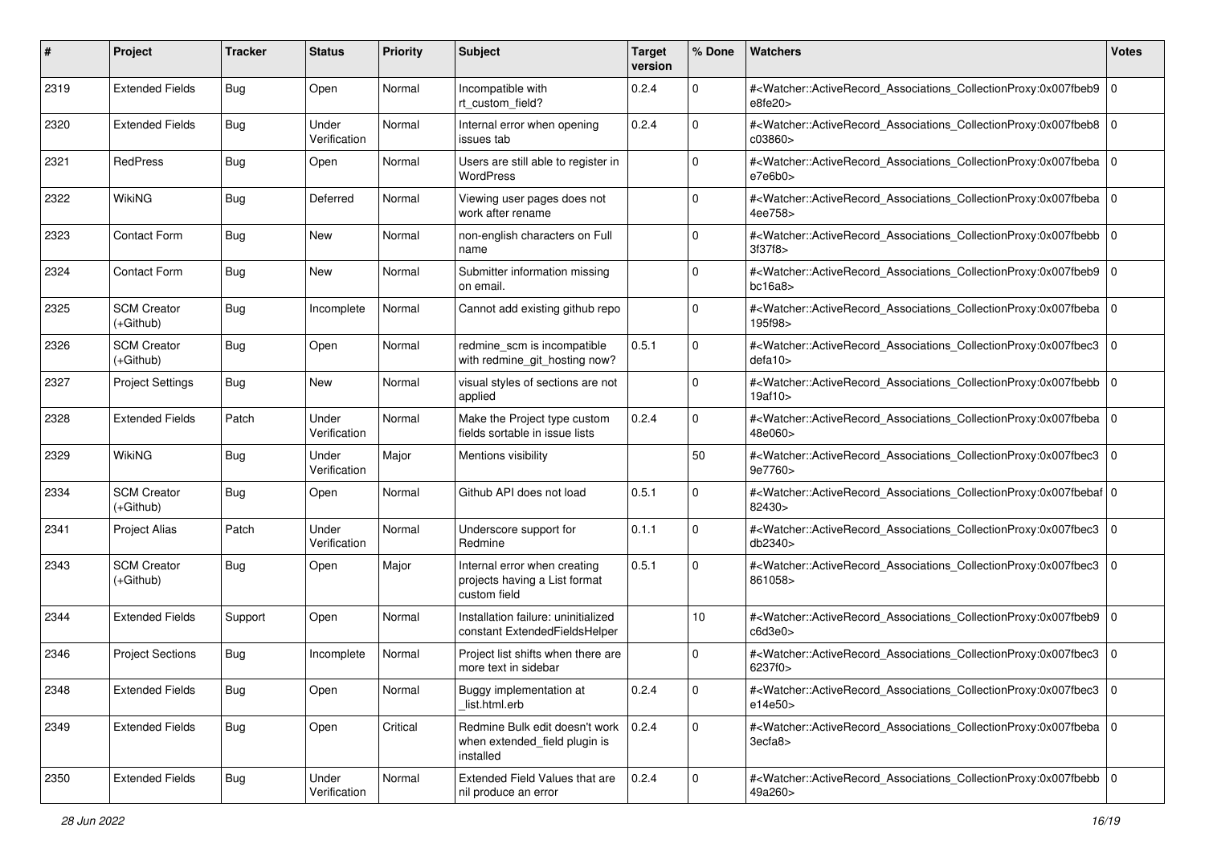| # | Project | Tracker | Status | Priority | Subject | Target version | % Done | Watchers | Votes |
|---|---|---|---|---|---|---|---|---|---|
| 2319 | Extended Fields | Bug | Open | Normal | Incompatible with rt_custom_field? | 0.2.4 | 0 | #<Watcher::ActiveRecord_Associations_CollectionProxy:0x007fbeb9e8fe20> | 0 |
| 2320 | Extended Fields | Bug | Under Verification | Normal | Internal error when opening issues tab | 0.2.4 | 0 | #<Watcher::ActiveRecord_Associations_CollectionProxy:0x007fbeb8c03860> | 0 |
| 2321 | RedPress | Bug | Open | Normal | Users are still able to register in WordPress | | 0 | #<Watcher::ActiveRecord_Associations_CollectionProxy:0x007fbebae7e6b0> | 0 |
| 2322 | WikiNG | Bug | Deferred | Normal | Viewing user pages does not work after rename | | 0 | #<Watcher::ActiveRecord_Associations_CollectionProxy:0x007fbeba4ee758> | 0 |
| 2323 | Contact Form | Bug | New | Normal | non-english characters on Full name | | 0 | #<Watcher::ActiveRecord_Associations_CollectionProxy:0x007fbebb3f37f8> | 0 |
| 2324 | Contact Form | Bug | New | Normal | Submitter information missing on email. | | 0 | #<Watcher::ActiveRecord_Associations_CollectionProxy:0x007fbeb9bc16a8> | 0 |
| 2325 | SCM Creator (+Github) | Bug | Incomplete | Normal | Cannot add existing github repo | | 0 | #<Watcher::ActiveRecord_Associations_CollectionProxy:0x007fbeba195f98> | 0 |
| 2326 | SCM Creator (+Github) | Bug | Open | Normal | redmine_scm is incompatible with redmine_git_hosting now? | 0.5.1 | 0 | #<Watcher::ActiveRecord_Associations_CollectionProxy:0x007fbec3defa10> | 0 |
| 2327 | Project Settings | Bug | New | Normal | visual styles of sections are not applied | | 0 | #<Watcher::ActiveRecord_Associations_CollectionProxy:0x007fbebb19af10> | 0 |
| 2328 | Extended Fields | Patch | Under Verification | Normal | Make the Project type custom fields sortable in issue lists | 0.2.4 | 0 | #<Watcher::ActiveRecord_Associations_CollectionProxy:0x007fbeba48e060> | 0 |
| 2329 | WikiNG | Bug | Under Verification | Major | Mentions visibility | | 50 | #<Watcher::ActiveRecord_Associations_CollectionProxy:0x007fbec39e7760> | 0 |
| 2334 | SCM Creator (+Github) | Bug | Open | Normal | Github API does not load | 0.5.1 | 0 | #<Watcher::ActiveRecord_Associations_CollectionProxy:0x007fbebaf82430> | 0 |
| 2341 | Project Alias | Patch | Under Verification | Normal | Underscore support for Redmine | 0.1.1 | 0 | #<Watcher::ActiveRecord_Associations_CollectionProxy:0x007fbec3db2340> | 0 |
| 2343 | SCM Creator (+Github) | Bug | Open | Major | Internal error when creating projects having a List format custom field | 0.5.1 | 0 | #<Watcher::ActiveRecord_Associations_CollectionProxy:0x007fbec3861058> | 0 |
| 2344 | Extended Fields | Support | Open | Normal | Installation failure: uninitialized constant ExtendedFieldsHelper | | 10 | #<Watcher::ActiveRecord_Associations_CollectionProxy:0x007fbeb9c6d3e0> | 0 |
| 2346 | Project Sections | Bug | Incomplete | Normal | Project list shifts when there are more text in sidebar | | 0 | #<Watcher::ActiveRecord_Associations_CollectionProxy:0x007fbec36237f0> | 0 |
| 2348 | Extended Fields | Bug | Open | Normal | Buggy implementation at _list.html.erb | 0.2.4 | 0 | #<Watcher::ActiveRecord_Associations_CollectionProxy:0x007fbec3e14e50> | 0 |
| 2349 | Extended Fields | Bug | Open | Critical | Redmine Bulk edit doesn't work when extended_field plugin is installed | 0.2.4 | 0 | #<Watcher::ActiveRecord_Associations_CollectionProxy:0x007fbeba3ecfa8> | 0 |
| 2350 | Extended Fields | Bug | Under Verification | Normal | Extended Field Values that are nil produce an error | 0.2.4 | 0 | #<Watcher::ActiveRecord_Associations_CollectionProxy:0x007fbebb49a260> | 0 |

*28 Jun 2022*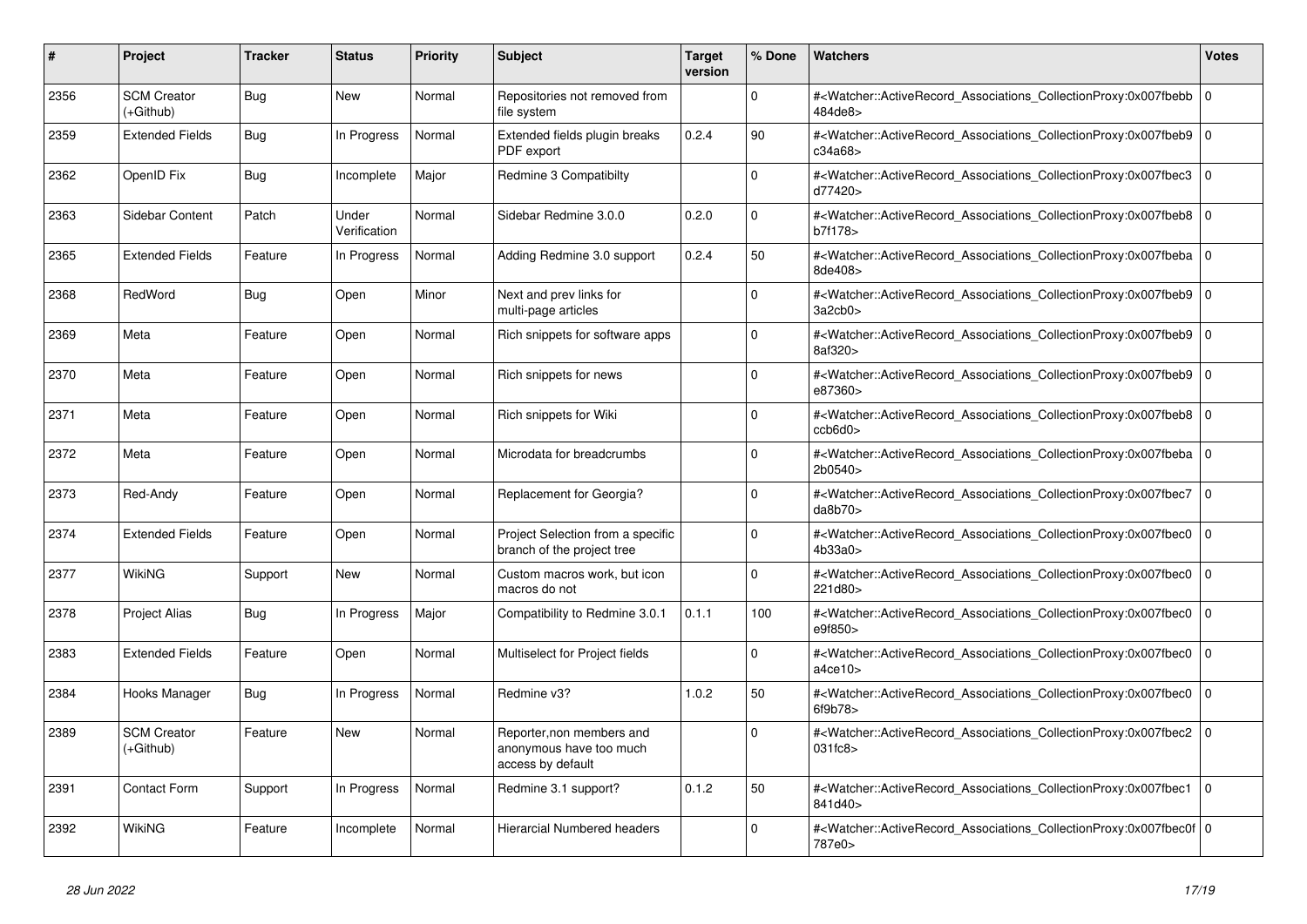| # | Project | Tracker | Status | Priority | Subject | Target version | % Done | Watchers | Votes |
|---|---|---|---|---|---|---|---|---|---|
| 2356 | SCM Creator (+Github) | Bug | New | Normal | Repositories not removed from file system | | 0 | #<Watcher::ActiveRecord_Associations_CollectionProxy:0x007fbebb484de8> | 0 |
| 2359 | Extended Fields | Bug | In Progress | Normal | Extended fields plugin breaks PDF export | 0.2.4 | 90 | #<Watcher::ActiveRecord_Associations_CollectionProxy:0x007fbeb9c34a68> | 0 |
| 2362 | OpenID Fix | Bug | Incomplete | Major | Redmine 3 Compatibilty | | 0 | #<Watcher::ActiveRecord_Associations_CollectionProxy:0x007fbec3d77420> | 0 |
| 2363 | Sidebar Content | Patch | Under Verification | Normal | Sidebar Redmine 3.0.0 | 0.2.0 | 0 | #<Watcher::ActiveRecord_Associations_CollectionProxy:0x007fbeb8b7f178> | 0 |
| 2365 | Extended Fields | Feature | In Progress | Normal | Adding Redmine 3.0 support | 0.2.4 | 50 | #<Watcher::ActiveRecord_Associations_CollectionProxy:0x007fbeba8de408> | 0 |
| 2368 | RedWord | Bug | Open | Minor | Next and prev links for multi-page articles | | 0 | #<Watcher::ActiveRecord_Associations_CollectionProxy:0x007fbeb93a2cb0> | 0 |
| 2369 | Meta | Feature | Open | Normal | Rich snippets for software apps | | 0 | #<Watcher::ActiveRecord_Associations_CollectionProxy:0x007fbeb98af320> | 0 |
| 2370 | Meta | Feature | Open | Normal | Rich snippets for news | | 0 | #<Watcher::ActiveRecord_Associations_CollectionProxy:0x007fbeb9e87360> | 0 |
| 2371 | Meta | Feature | Open | Normal | Rich snippets for Wiki | | 0 | #<Watcher::ActiveRecord_Associations_CollectionProxy:0x007fbeb8ccb6d0> | 0 |
| 2372 | Meta | Feature | Open | Normal | Microdata for breadcrumbs | | 0 | #<Watcher::ActiveRecord_Associations_CollectionProxy:0x007fbeba2b0540> | 0 |
| 2373 | Red-Andy | Feature | Open | Normal | Replacement for Georgia? | | 0 | #<Watcher::ActiveRecord_Associations_CollectionProxy:0x007fbec7da8b70> | 0 |
| 2374 | Extended Fields | Feature | Open | Normal | Project Selection from a specific branch of the project tree | | 0 | #<Watcher::ActiveRecord_Associations_CollectionProxy:0x007fbec04b33a0> | 0 |
| 2377 | WikiNG | Support | New | Normal | Custom macros work, but icon macros do not | | 0 | #<Watcher::ActiveRecord_Associations_CollectionProxy:0x007fbec0221d80> | 0 |
| 2378 | Project Alias | Bug | In Progress | Major | Compatibility to Redmine 3.0.1 | 0.1.1 | 100 | #<Watcher::ActiveRecord_Associations_CollectionProxy:0x007fbec0e9f850> | 0 |
| 2383 | Extended Fields | Feature | Open | Normal | Multiselect for Project fields | | 0 | #<Watcher::ActiveRecord_Associations_CollectionProxy:0x007fbec0a4ce10> | 0 |
| 2384 | Hooks Manager | Bug | In Progress | Normal | Redmine v3? | 1.0.2 | 50 | #<Watcher::ActiveRecord_Associations_CollectionProxy:0x007fbec06f9b78> | 0 |
| 2389 | SCM Creator (+Github) | Feature | New | Normal | Reporter,non members and anonymous have too much access by default | | 0 | #<Watcher::ActiveRecord_Associations_CollectionProxy:0x007fbec2031fc8> | 0 |
| 2391 | Contact Form | Support | In Progress | Normal | Redmine 3.1 support? | 0.1.2 | 50 | #<Watcher::ActiveRecord_Associations_CollectionProxy:0x007fbec1841d40> | 0 |
| 2392 | WikiNG | Feature | Incomplete | Normal | Hierarcial Numbered headers | | 0 | #<Watcher::ActiveRecord_Associations_CollectionProxy:0x007fbec0f787e0> | 0 |

*28 Jun 2022*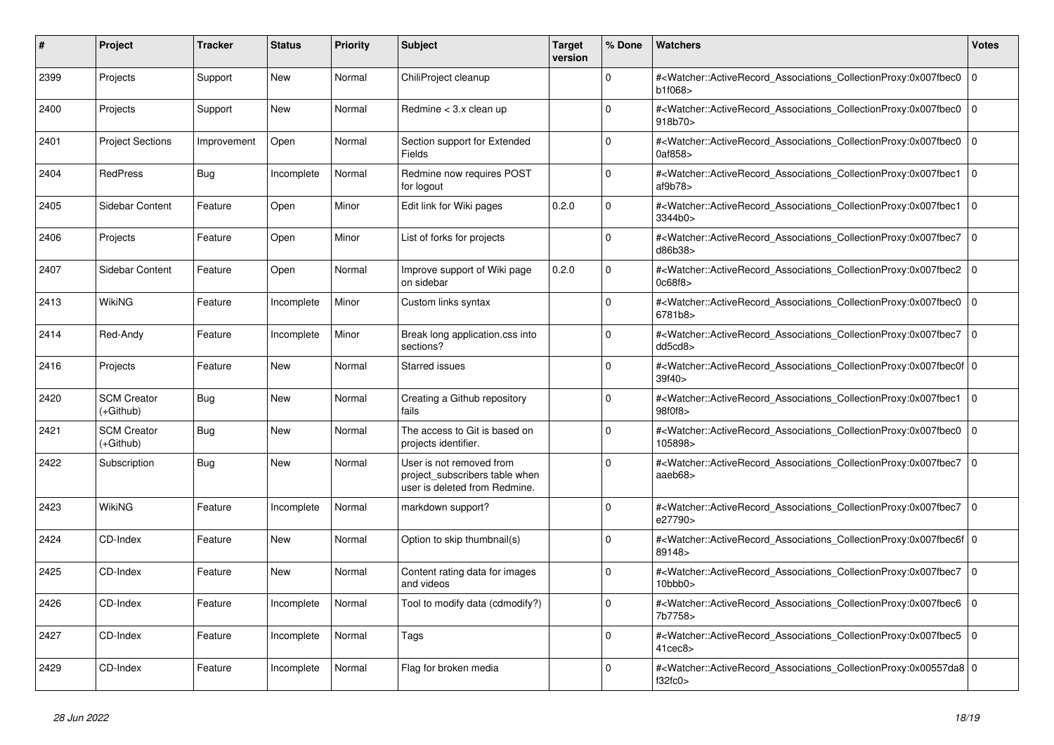| # | Project | Tracker | Status | Priority | Subject | Target version | % Done | Watchers | Votes |
|---|---|---|---|---|---|---|---|---|---|
| 2399 | Projects | Support | New | Normal | ChiliProject cleanup | | 0 | #<Watcher::ActiveRecord_Associations_CollectionProxy:0x007fbec0b1f068> | 0 |
| 2400 | Projects | Support | New | Normal | Redmine < 3.x clean up | | 0 | #<Watcher::ActiveRecord_Associations_CollectionProxy:0x007fbec0918b70> | 0 |
| 2401 | Project Sections | Improvement | Open | Normal | Section support for Extended Fields | | 0 | #<Watcher::ActiveRecord_Associations_CollectionProxy:0x007fbec00af858> | 0 |
| 2404 | RedPress | Bug | Incomplete | Normal | Redmine now requires POST for logout | | 0 | #<Watcher::ActiveRecord_Associations_CollectionProxy:0x007fbec1af9b78> | 0 |
| 2405 | Sidebar Content | Feature | Open | Minor | Edit link for Wiki pages | 0.2.0 | 0 | #<Watcher::ActiveRecord_Associations_CollectionProxy:0x007fbec13344b0> | 0 |
| 2406 | Projects | Feature | Open | Minor | List of forks for projects | | 0 | #<Watcher::ActiveRecord_Associations_CollectionProxy:0x007fbec7d86b38> | 0 |
| 2407 | Sidebar Content | Feature | Open | Normal | Improve support of Wiki page on sidebar | 0.2.0 | 0 | #<Watcher::ActiveRecord_Associations_CollectionProxy:0x007fbec20c68f8> | 0 |
| 2413 | WikiNG | Feature | Incomplete | Minor | Custom links syntax | | 0 | #<Watcher::ActiveRecord_Associations_CollectionProxy:0x007fbec06781b8> | 0 |
| 2414 | Red-Andy | Feature | Incomplete | Minor | Break long application.css into sections? | | 0 | #<Watcher::ActiveRecord_Associations_CollectionProxy:0x007fbec7dd5cd8> | 0 |
| 2416 | Projects | Feature | New | Normal | Starred issues | | 0 | #<Watcher::ActiveRecord_Associations_CollectionProxy:0x007fbec0f39f40> | 0 |
| 2420 | SCM Creator (+Github) | Bug | New | Normal | Creating a Github repository fails | | 0 | #<Watcher::ActiveRecord_Associations_CollectionProxy:0x007fbec198f0f8> | 0 |
| 2421 | SCM Creator (+Github) | Bug | New | Normal | The access to Git is based on projects identifier. | | 0 | #<Watcher::ActiveRecord_Associations_CollectionProxy:0x007fbec0105898> | 0 |
| 2422 | Subscription | Bug | New | Normal | User is not removed from project_subscribers table when user is deleted from Redmine. | | 0 | #<Watcher::ActiveRecord_Associations_CollectionProxy:0x007fbec7aaeb68> | 0 |
| 2423 | WikiNG | Feature | Incomplete | Normal | markdown support? | | 0 | #<Watcher::ActiveRecord_Associations_CollectionProxy:0x007fbec7e27790> | 0 |
| 2424 | CD-Index | Feature | New | Normal | Option to skip thumbnail(s) | | 0 | #<Watcher::ActiveRecord_Associations_CollectionProxy:0x007fbec6f89148> | 0 |
| 2425 | CD-Index | Feature | New | Normal | Content rating data for images and videos | | 0 | #<Watcher::ActiveRecord_Associations_CollectionProxy:0x007fbec710bbb0> | 0 |
| 2426 | CD-Index | Feature | Incomplete | Normal | Tool to modify data (cdmodify?) | | 0 | #<Watcher::ActiveRecord_Associations_CollectionProxy:0x007fbec67b7758> | 0 |
| 2427 | CD-Index | Feature | Incomplete | Normal | Tags | | 0 | #<Watcher::ActiveRecord_Associations_CollectionProxy:0x007fbec541cec8> | 0 |
| 2429 | CD-Index | Feature | Incomplete | Normal | Flag for broken media | | 0 | #<Watcher::ActiveRecord_Associations_CollectionProxy:0x00557da8f32fc0> | 0 |

*28 Jun 2022*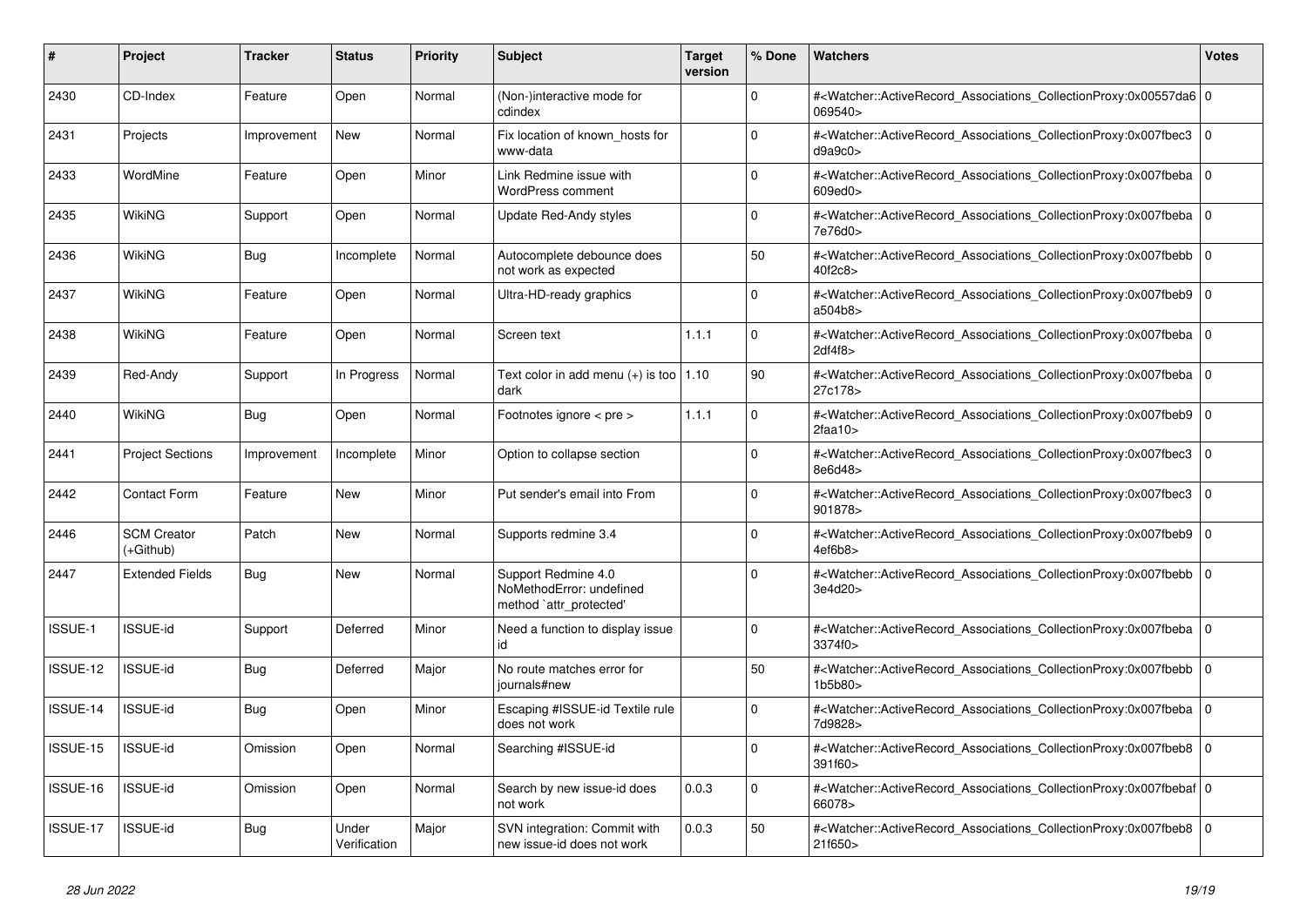| # | Project | Tracker | Status | Priority | Subject | Target version | % Done | Watchers | Votes |
|---|---|---|---|---|---|---|---|---|---|
| 2430 | CD-Index | Feature | Open | Normal | (Non-)interactive mode for cdindex | | 0 | #<Watcher::ActiveRecord_Associations_CollectionProxy:0x00557da6069540> | 0 |
| 2431 | Projects | Improvement | New | Normal | Fix location of known_hosts for www-data | | 0 | #<Watcher::ActiveRecord_Associations_CollectionProxy:0x007fbec3d9a9c0> | 0 |
| 2433 | WordMine | Feature | Open | Minor | Link Redmine issue with WordPress comment | | 0 | #<Watcher::ActiveRecord_Associations_CollectionProxy:0x007fbeba609ed0> | 0 |
| 2435 | WikiNG | Support | Open | Normal | Update Red-Andy styles | | 0 | #<Watcher::ActiveRecord_Associations_CollectionProxy:0x007fbeba7e76d0> | 0 |
| 2436 | WikiNG | Bug | Incomplete | Normal | Autocomplete debounce does not work as expected | | 50 | #<Watcher::ActiveRecord_Associations_CollectionProxy:0x007fbebb40f2c8> | 0 |
| 2437 | WikiNG | Feature | Open | Normal | Ultra-HD-ready graphics | | 0 | #<Watcher::ActiveRecord_Associations_CollectionProxy:0x007fbeb9a504b8> | 0 |
| 2438 | WikiNG | Feature | Open | Normal | Screen text | 1.1.1 | 0 | #<Watcher::ActiveRecord_Associations_CollectionProxy:0x007fbeba2df4f8> | 0 |
| 2439 | Red-Andy | Support | In Progress | Normal | Text color in add menu (+) is too dark | 1.10 | 90 | #<Watcher::ActiveRecord_Associations_CollectionProxy:0x007fbeba27c178> | 0 |
| 2440 | WikiNG | Bug | Open | Normal | Footnotes ignore < pre > | 1.1.1 | 0 | #<Watcher::ActiveRecord_Associations_CollectionProxy:0x007fbeb92faa10> | 0 |
| 2441 | Project Sections | Improvement | Incomplete | Minor | Option to collapse section | | 0 | #<Watcher::ActiveRecord_Associations_CollectionProxy:0x007fbec38e6d48> | 0 |
| 2442 | Contact Form | Feature | New | Minor | Put sender's email into From | | 0 | #<Watcher::ActiveRecord_Associations_CollectionProxy:0x007fbec3901878> | 0 |
| 2446 | SCM Creator (+Github) | Patch | New | Normal | Supports redmine 3.4 | | 0 | #<Watcher::ActiveRecord_Associations_CollectionProxy:0x007fbeb94ef6b8> | 0 |
| 2447 | Extended Fields | Bug | New | Normal | Support Redmine 4.0 NoMethodError: undefined method `attr_protected' | | 0 | #<Watcher::ActiveRecord_Associations_CollectionProxy:0x007fbebb3e4d20> | 0 |
| ISSUE-1 | ISSUE-id | Support | Deferred | Minor | Need a function to display issue id | | 0 | #<Watcher::ActiveRecord_Associations_CollectionProxy:0x007fbeba3374f0> | 0 |
| ISSUE-12 | ISSUE-id | Bug | Deferred | Major | No route matches error for journals#new | | 50 | #<Watcher::ActiveRecord_Associations_CollectionProxy:0x007fbebb1b5b80> | 0 |
| ISSUE-14 | ISSUE-id | Bug | Open | Minor | Escaping #ISSUE-id Textile rule does not work | | 0 | #<Watcher::ActiveRecord_Associations_CollectionProxy:0x007fbeba7d9828> | 0 |
| ISSUE-15 | ISSUE-id | Omission | Open | Normal | Searching #ISSUE-id | | 0 | #<Watcher::ActiveRecord_Associations_CollectionProxy:0x007fbeb8391f60> | 0 |
| ISSUE-16 | ISSUE-id | Omission | Open | Normal | Search by new issue-id does not work | 0.0.3 | 0 | #<Watcher::ActiveRecord_Associations_CollectionProxy:0x007fbebaf66078> | 0 |
| ISSUE-17 | ISSUE-id | Bug | Under Verification | Major | SVN integration: Commit with new issue-id does not work | 0.0.3 | 50 | #<Watcher::ActiveRecord_Associations_CollectionProxy:0x007fbeb821f650> | 0 |

*28 Jun 2022*